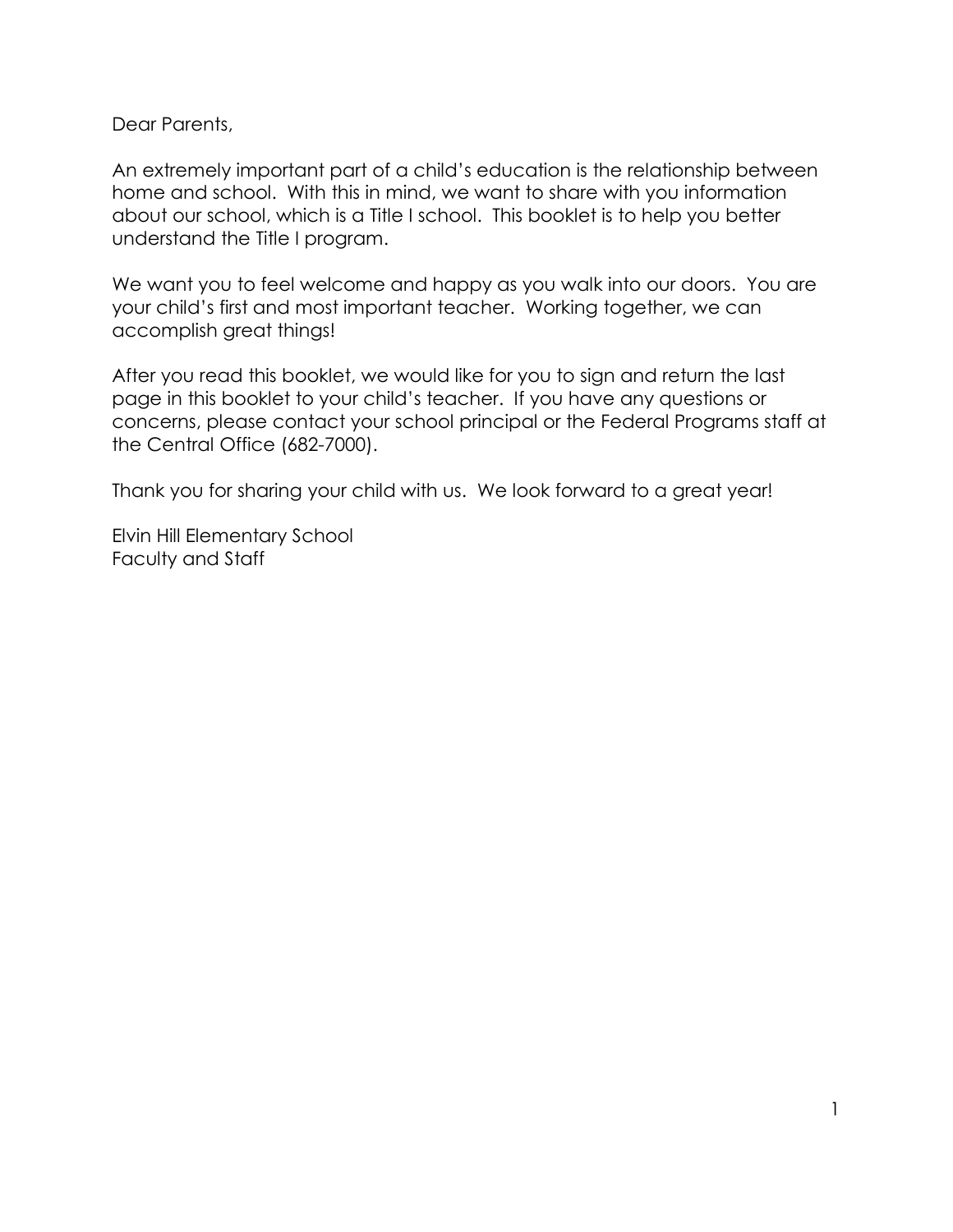Dear Parents,

An extremely important part of a child's education is the relationship between home and school. With this in mind, we want to share with you information about our school, which is a Title I school. This booklet is to help you better understand the Title I program.

We want you to feel welcome and happy as you walk into our doors. You are your child's first and most important teacher. Working together, we can accomplish great things!

After you read this booklet, we would like for you to sign and return the last page in this booklet to your child's teacher. If you have any questions or concerns, please contact your school principal or the Federal Programs staff at the Central Office (682-7000).

Thank you for sharing your child with us. We look forward to a great year!

Elvin Hill Elementary School
Faculty and Staff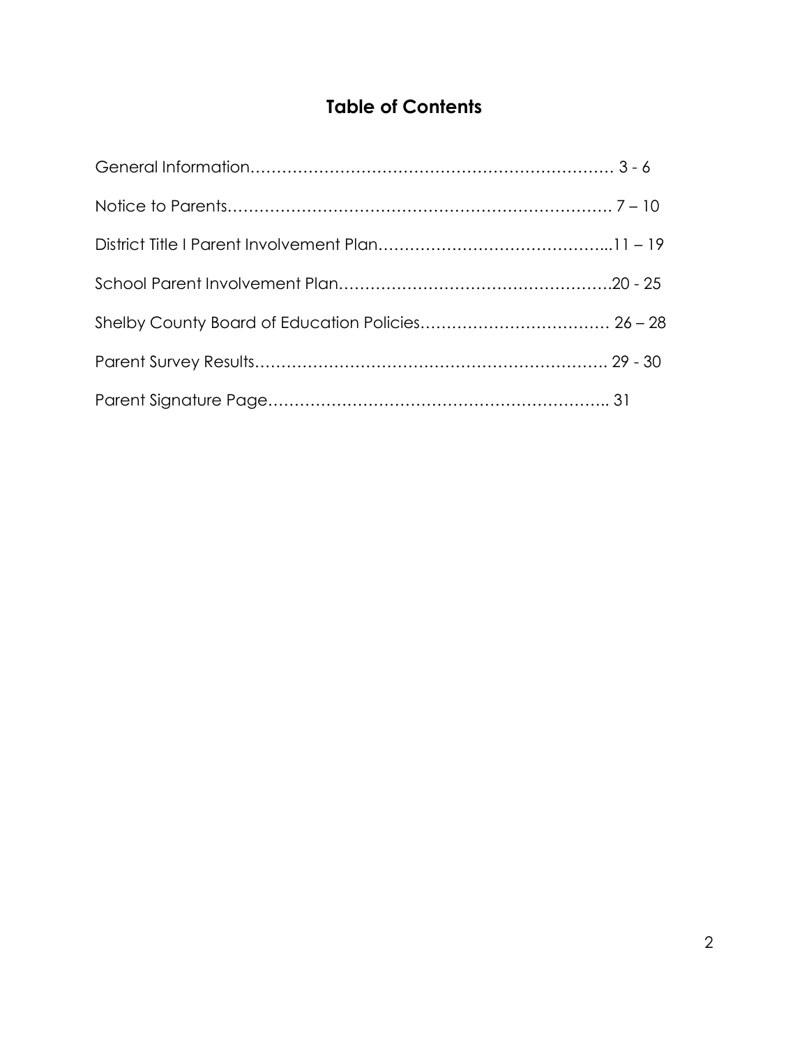# Table of Contents

General Information…………………………………………………………… 3 - 6

Notice to Parents………………………………………………………………. 7 – 10

District Title I Parent Involvement Plan……………………………………...11 – 19

School Parent Involvement Plan…………………………………………….20 - 25

Shelby County Board of Education Policies……………………………… 26 – 28

Parent Survey Results………………………………………………………… 29 - 30

Parent Signature Page……………………………………………………….. 31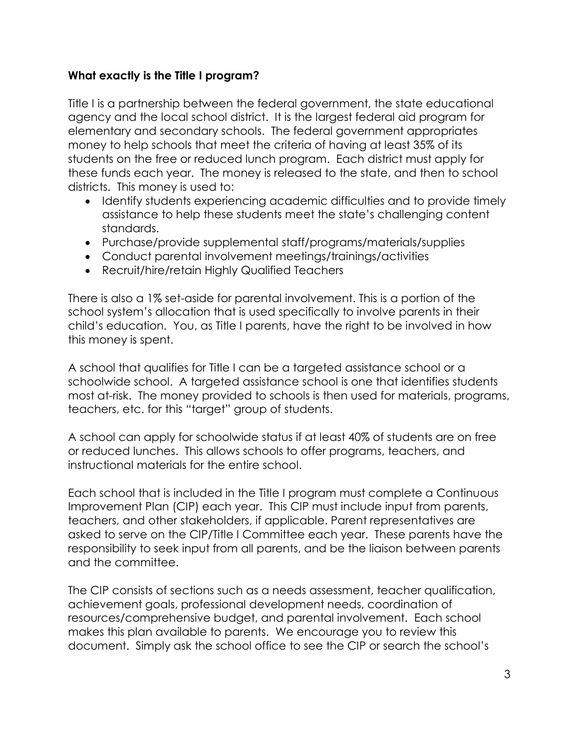**What exactly is the Title I program?**

Title I is a partnership between the federal government, the state educational agency and the local school district. It is the largest federal aid program for elementary and secondary schools. The federal government appropriates money to help schools that meet the criteria of having at least 35% of its students on the free or reduced lunch program. Each district must apply for these funds each year. The money is released to the state, and then to school districts. This money is used to:

- Identify students experiencing academic difficulties and to provide timely assistance to help these students meet the state's challenging content standards.
- Purchase/provide supplemental staff/programs/materials/supplies
- Conduct parental involvement meetings/trainings/activities
- Recruit/hire/retain Highly Qualified Teachers

There is also a 1% set-aside for parental involvement. This is a portion of the school system's allocation that is used specifically to involve parents in their child's education. You, as Title I parents, have the right to be involved in how this money is spent.

A school that qualifies for Title I can be a targeted assistance school or a schoolwide school. A targeted assistance school is one that identifies students most at-risk. The money provided to schools is then used for materials, programs, teachers, etc. for this "target" group of students.

A school can apply for schoolwide status if at least 40% of students are on free or reduced lunches. This allows schools to offer programs, teachers, and instructional materials for the entire school.

Each school that is included in the Title I program must complete a Continuous Improvement Plan (CIP) each year. This CIP must include input from parents, teachers, and other stakeholders, if applicable. Parent representatives are asked to serve on the CIP/Title I Committee each year. These parents have the responsibility to seek input from all parents, and be the liaison between parents and the committee.

The CIP consists of sections such as a needs assessment, teacher qualification, achievement goals, professional development needs, coordination of resources/comprehensive budget, and parental involvement. Each school makes this plan available to parents. We encourage you to review this document. Simply ask the school office to see the CIP or search the school's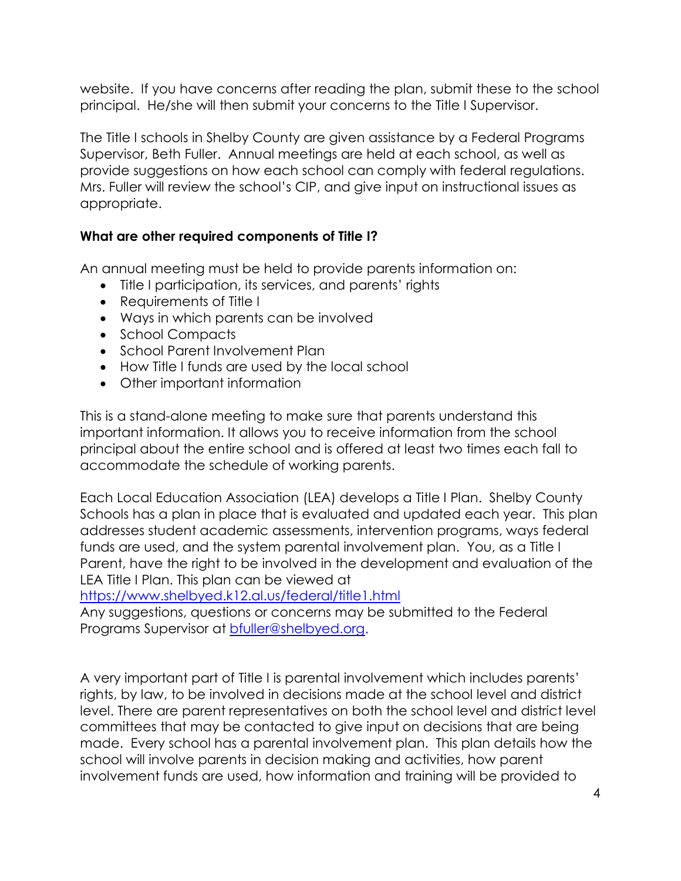website. If you have concerns after reading the plan, submit these to the school principal. He/she will then submit your concerns to the Title I Supervisor.

The Title I schools in Shelby County are given assistance by a Federal Programs Supervisor, Beth Fuller. Annual meetings are held at each school, as well as provide suggestions on how each school can comply with federal regulations. Mrs. Fuller will review the school's CIP, and give input on instructional issues as appropriate.

**What are other required components of Title I?**

An annual meeting must be held to provide parents information on:

- Title I participation, its services, and parents' rights
- Requirements of Title I
- Ways in which parents can be involved
- School Compacts
- School Parent Involvement Plan
- How Title I funds are used by the local school
- Other important information

This is a stand-alone meeting to make sure that parents understand this important information. It allows you to receive information from the school principal about the entire school and is offered at least two times each fall to accommodate the schedule of working parents.

Each Local Education Association (LEA) develops a Title I Plan. Shelby County Schools has a plan in place that is evaluated and updated each year. This plan addresses student academic assessments, intervention programs, ways federal funds are used, and the system parental involvement plan. You, as a Title I Parent, have the right to be involved in the development and evaluation of the LEA Title I Plan. This plan can be viewed at [https://www.shelbyed.k12.al.us/federal/title1.html](https://www.shelbyed.k12.al.us/federal/title1.html)
Any suggestions, questions or concerns may be submitted to the Federal Programs Supervisor at [bfuller@shelbyed.org](mailto:bfuller@shelbyed.org).

A very important part of Title I is parental involvement which includes parents' rights, by law, to be involved in decisions made at the school level and district level. There are parent representatives on both the school level and district level committees that may be contacted to give input on decisions that are being made. Every school has a parental involvement plan. This plan details how the school will involve parents in decision making and activities, how parent involvement funds are used, how information and training will be provided to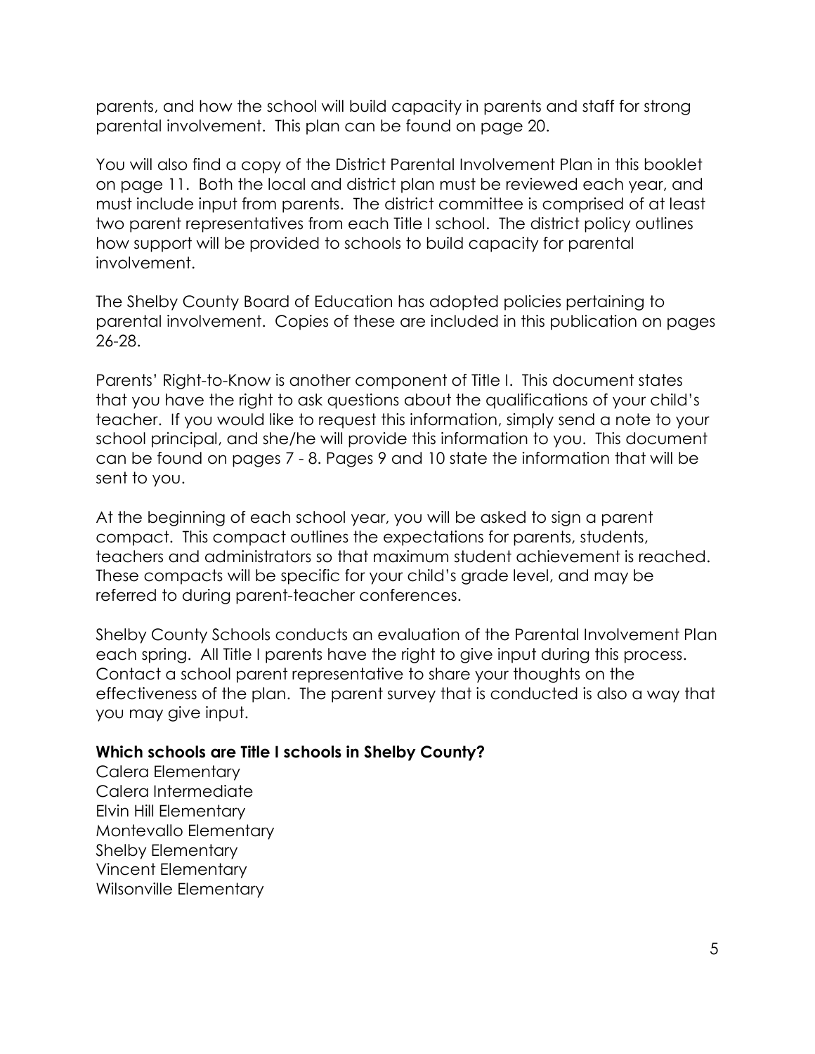parents, and how the school will build capacity in parents and staff for strong parental involvement. This plan can be found on page 20.

You will also find a copy of the District Parental Involvement Plan in this booklet on page 11. Both the local and district plan must be reviewed each year, and must include input from parents. The district committee is comprised of at least two parent representatives from each Title I school. The district policy outlines how support will be provided to schools to build capacity for parental involvement.

The Shelby County Board of Education has adopted policies pertaining to parental involvement. Copies of these are included in this publication on pages 26-28.

Parents' Right-to-Know is another component of Title I. This document states that you have the right to ask questions about the qualifications of your child's teacher. If you would like to request this information, simply send a note to your school principal, and she/he will provide this information to you. This document can be found on pages 7 - 8. Pages 9 and 10 state the information that will be sent to you.

At the beginning of each school year, you will be asked to sign a parent compact. This compact outlines the expectations for parents, students, teachers and administrators so that maximum student achievement is reached. These compacts will be specific for your child's grade level, and may be referred to during parent-teacher conferences.

Shelby County Schools conducts an evaluation of the Parental Involvement Plan each spring. All Title I parents have the right to give input during this process. Contact a school parent representative to share your thoughts on the effectiveness of the plan. The parent survey that is conducted is also a way that you may give input.

**Which schools are Title I schools in Shelby County?**

Calera Elementary
Calera Intermediate
Elvin Hill Elementary
Montevallo Elementary
Shelby Elementary
Vincent Elementary
Wilsonville Elementary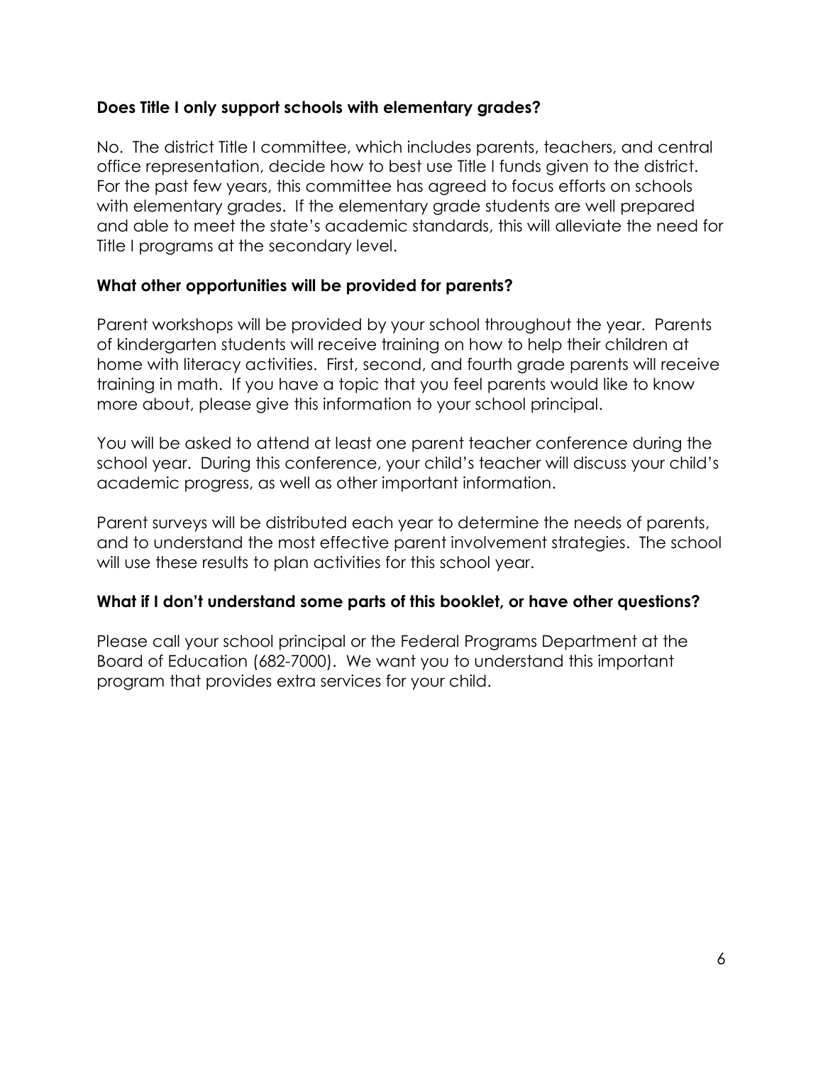**Does Title I only support schools with elementary grades?**

No. The district Title I committee, which includes parents, teachers, and central office representation, decide how to best use Title I funds given to the district. For the past few years, this committee has agreed to focus efforts on schools with elementary grades. If the elementary grade students are well prepared and able to meet the state's academic standards, this will alleviate the need for Title I programs at the secondary level.

**What other opportunities will be provided for parents?**

Parent workshops will be provided by your school throughout the year. Parents of kindergarten students will receive training on how to help their children at home with literacy activities. First, second, and fourth grade parents will receive training in math. If you have a topic that you feel parents would like to know more about, please give this information to your school principal.

You will be asked to attend at least one parent teacher conference during the school year. During this conference, your child's teacher will discuss your child's academic progress, as well as other important information.

Parent surveys will be distributed each year to determine the needs of parents, and to understand the most effective parent involvement strategies. The school will use these results to plan activities for this school year.

**What if I don't understand some parts of this booklet, or have other questions?**

Please call your school principal or the Federal Programs Department at the Board of Education (682-7000). We want you to understand this important program that provides extra services for your child.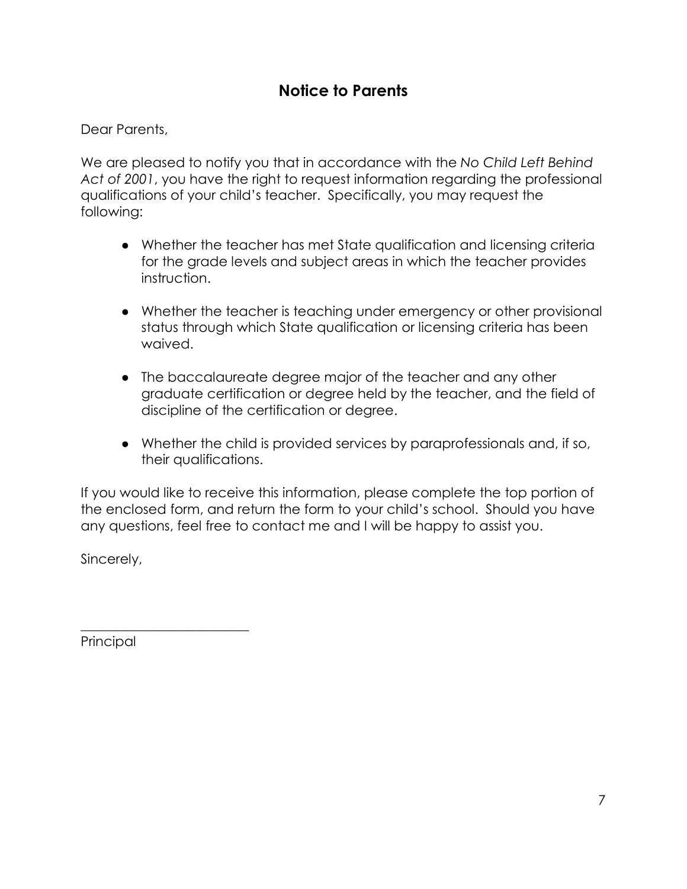# Notice to Parents

Dear Parents,

We are pleased to notify you that in accordance with the *No Child Left Behind Act of 2001*, you have the right to request information regarding the professional qualifications of your child's teacher. Specifically, you may request the following:

- Whether the teacher has met State qualification and licensing criteria for the grade levels and subject areas in which the teacher provides instruction.
- Whether the teacher is teaching under emergency or other provisional status through which State qualification or licensing criteria has been waived.
- The baccalaureate degree major of the teacher and any other graduate certification or degree held by the teacher, and the field of discipline of the certification or degree.
- Whether the child is provided services by paraprofessionals and, if so, their qualifications.

If you would like to receive this information, please complete the top portion of the enclosed form, and return the form to your child's school. Should you have any questions, feel free to contact me and I will be happy to assist you.

Sincerely,

_________________________

Principal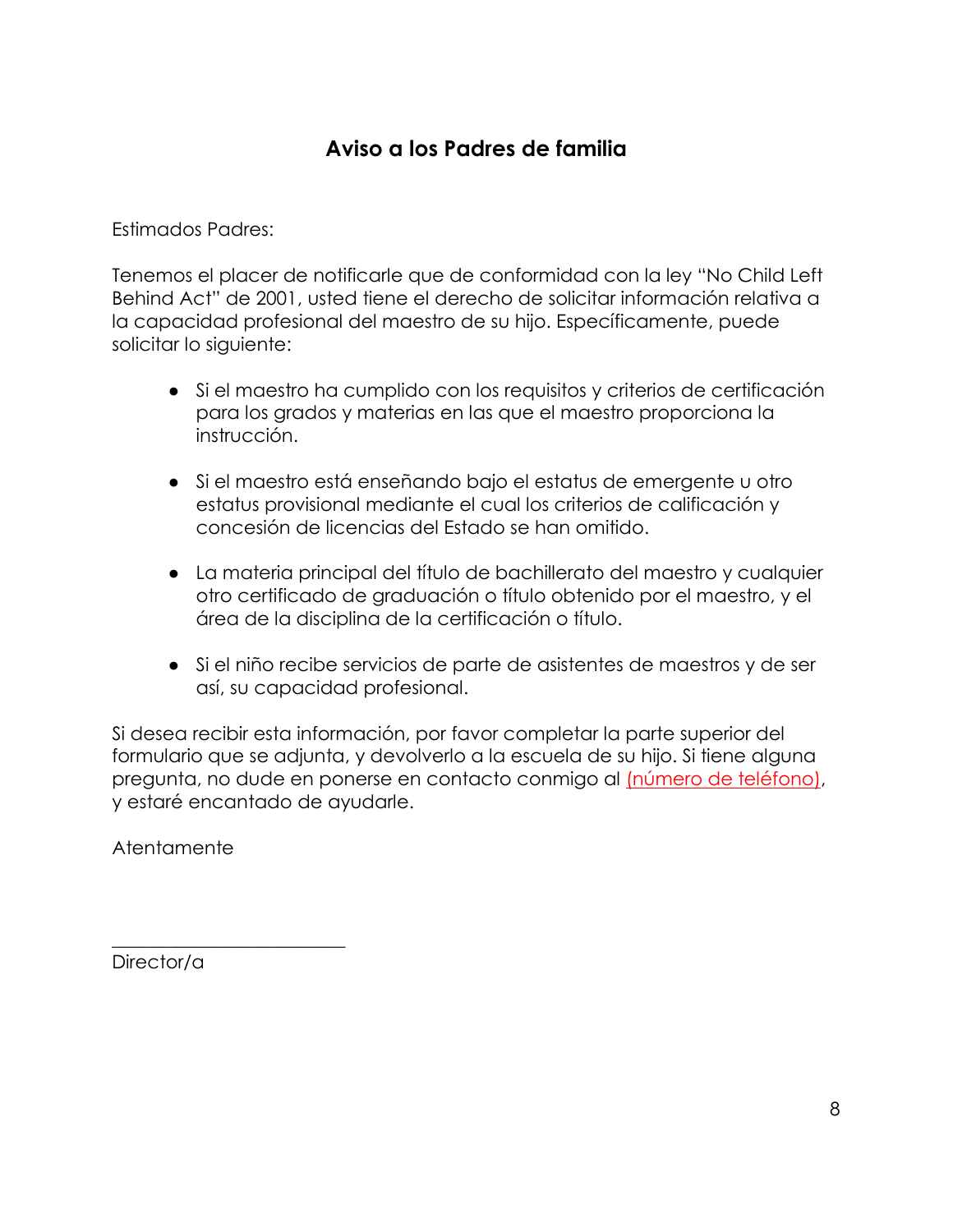# Aviso a los Padres de familia

Estimados Padres:

Tenemos el placer de notificarle que de conformidad con la ley "No Child Left Behind Act" de 2001, usted tiene el derecho de solicitar información relativa a la capacidad profesional del maestro de su hijo. Específicamente, puede solicitar lo siguiente:

- Si el maestro ha cumplido con los requisitos y criterios de certificación para los grados y materias en las que el maestro proporciona la instrucción.
- Si el maestro está enseñando bajo el estatus de emergente u otro estatus provisional mediante el cual los criterios de calificación y concesión de licencias del Estado se han omitido.
- La materia principal del título de bachillerato del maestro y cualquier otro certificado de graduación o título obtenido por el maestro, y el área de la disciplina de la certificación o título.
- Si el niño recibe servicios de parte de asistentes de maestros y de ser así, su capacidad profesional.

Si desea recibir esta información, por favor completar la parte superior del formulario que se adjunta, y devolverlo a la escuela de su hijo. Si tiene alguna pregunta, no dude en ponerse en contacto conmigo al (número de teléfono), y estaré encantado de ayudarle.

Atentamente

\_\_\_\_\_\_\_\_\_\_\_\_\_\_\_\_\_\_\_\_\_\_\_\_\_\_

Director/a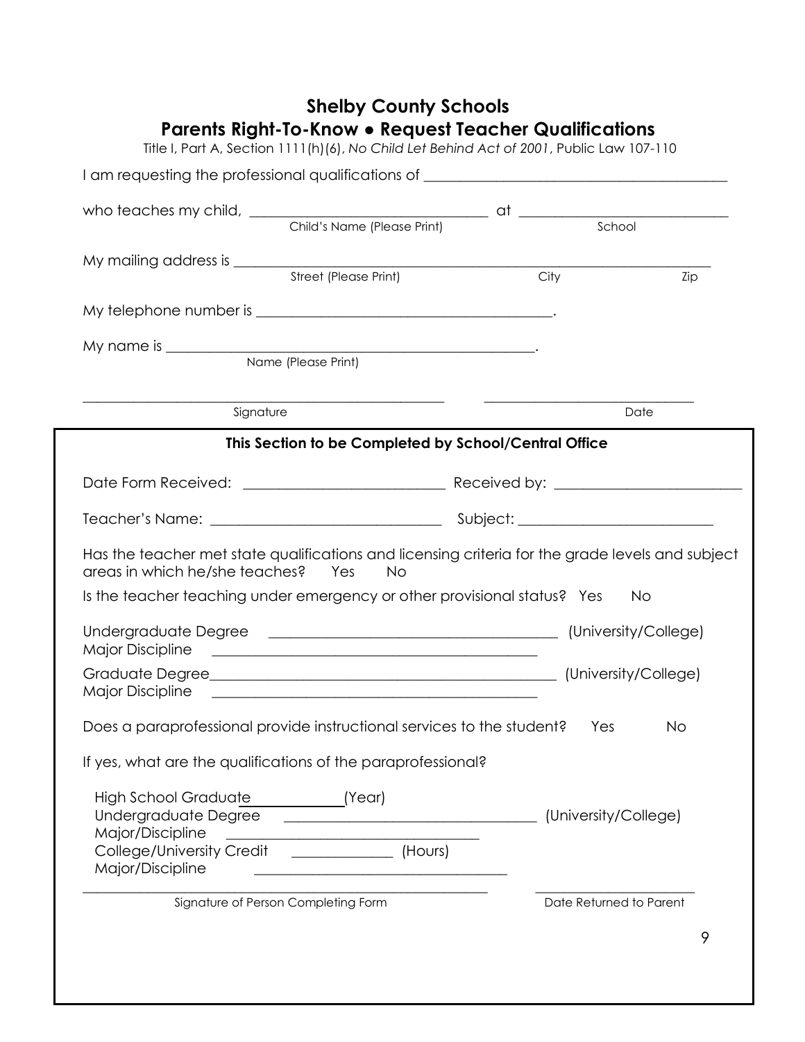# Shelby County Schools

## Parents Right-To-Know ● Request Teacher Qualifications

Title I, Part A, Section 1111(h)(6), *No Child Let Behind Act of 2001*, Public Law 107-110

I am requesting the professional qualifications of ________________________________________

who teaches my child, ________________________________ at ____________________________
Child's Name (Please Print) School

My mailing address is ______________________________________________________________
Street (Please Print) City Zip

My telephone number is ________________________________________.

My name is ________________________________________________.
Name (Please Print)

__________________________________________________ ____________________________
Signature Date

---

**This Section to be Completed by School/Central Office**

Date Form Received: ___________________________ Received by: _________________________

Teacher's Name: ______________________________ Subject: __________________________

Has the teacher met state qualifications and licensing criteria for the grade levels and subject areas in which he/she teaches? Yes No

Is the teacher teaching under emergency or other provisional status? Yes No

Undergraduate Degree ________________________________________ (University/College)
Major Discipline ____________________________________________

Graduate Degree________________________________________________ (University/College)
Major Discipline ____________________________________________

Does a paraprofessional provide instructional services to the student? Yes No

If yes, what are the qualifications of the paraprofessional?

High School Graduate____________(Year)
Undergraduate Degree __________________________________ (University/College)
Major/Discipline __________________________________
College/University Credit ______________ (Hours)
Major/Discipline __________________________________

________________________________________________________ ______________________
Signature of Person Completing Form Date Returned to Parent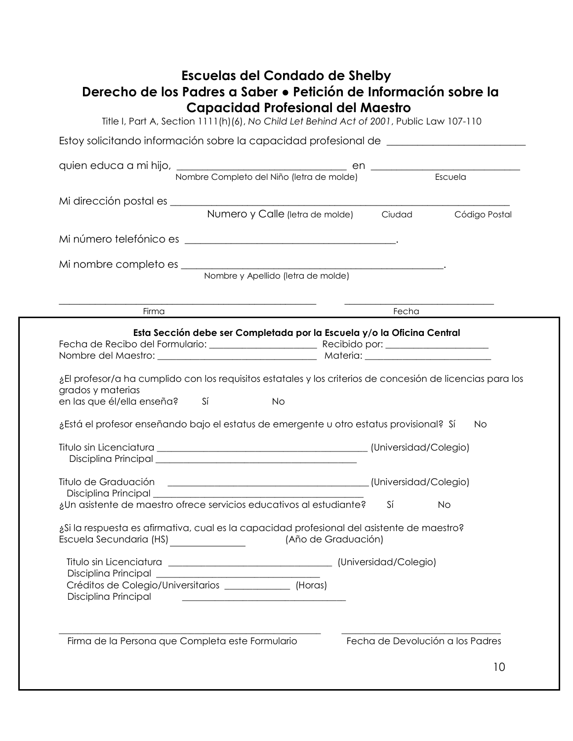# Escuelas del Condado de Shelby

## Derecho de los Padres a Saber ● Petición de Información sobre la Capacidad Profesional del Maestro

Title I, Part A, Section 1111(h)(6), *No Child Let Behind Act of 2001*, Public Law 107-110

Estoy solicitando información sobre la capacidad profesional de ___________________________

quien educa a mi hijo, __________________________________ en ______________________________
Nombre Completo del Niño (letra de molde) Escuela

Mi dirección postal es ____________________________________________________________________
Numero y Calle (letra de molde) Ciudad Código Postal

Mi número telefónico es __________________________________________.

Mi nombre completo es ____________________________________________________.
Nombre y Apellido (letra de molde)

_____________________________________________ ______________________________
Firma Fecha

---

**Esta Sección debe ser Completada por la Escuela y/o la Oficina Central**

Fecha de Recibo del Formulario: _______________________ Recibido por: ______________________
Nombre del Maestro: __________________________________ Materia: __________________________

¿El profesor/a ha cumplido con los requisitos estatales y los criterios de concesión de licencias para los grados y materias
en las que él/ella enseña? Sí No

¿Está el profesor enseñando bajo el estatus de emergente u otro estatus provisional? Sí No

Titulo sin Licenciatura _____________________________________________ (Universidad/Colegio)
Disciplina Principal ____________________________________________

Titulo de Graduación ___________________________________________ (Universidad/Colegio)
Disciplina Principal ______________________________________________
¿Un asistente de maestro ofrece servicios educativos al estudiante? Sí No

¿Si la respuesta es afirmativa, cual es la capacidad profesional del asistente de maestro?
Escuela Secundaria (HS) _______________ (Año de Graduación)

Titulo sin Licenciatura ___________________________________ (Universidad/Colegio)
Disciplina Principal ___________________________________
Créditos de Colegio/Universitarios ______________ (Horas)
Disciplina Principal ___________________________________

_____________________________________________ ______________________________
Firma de la Persona que Completa este Formulario Fecha de Devolución a los Padres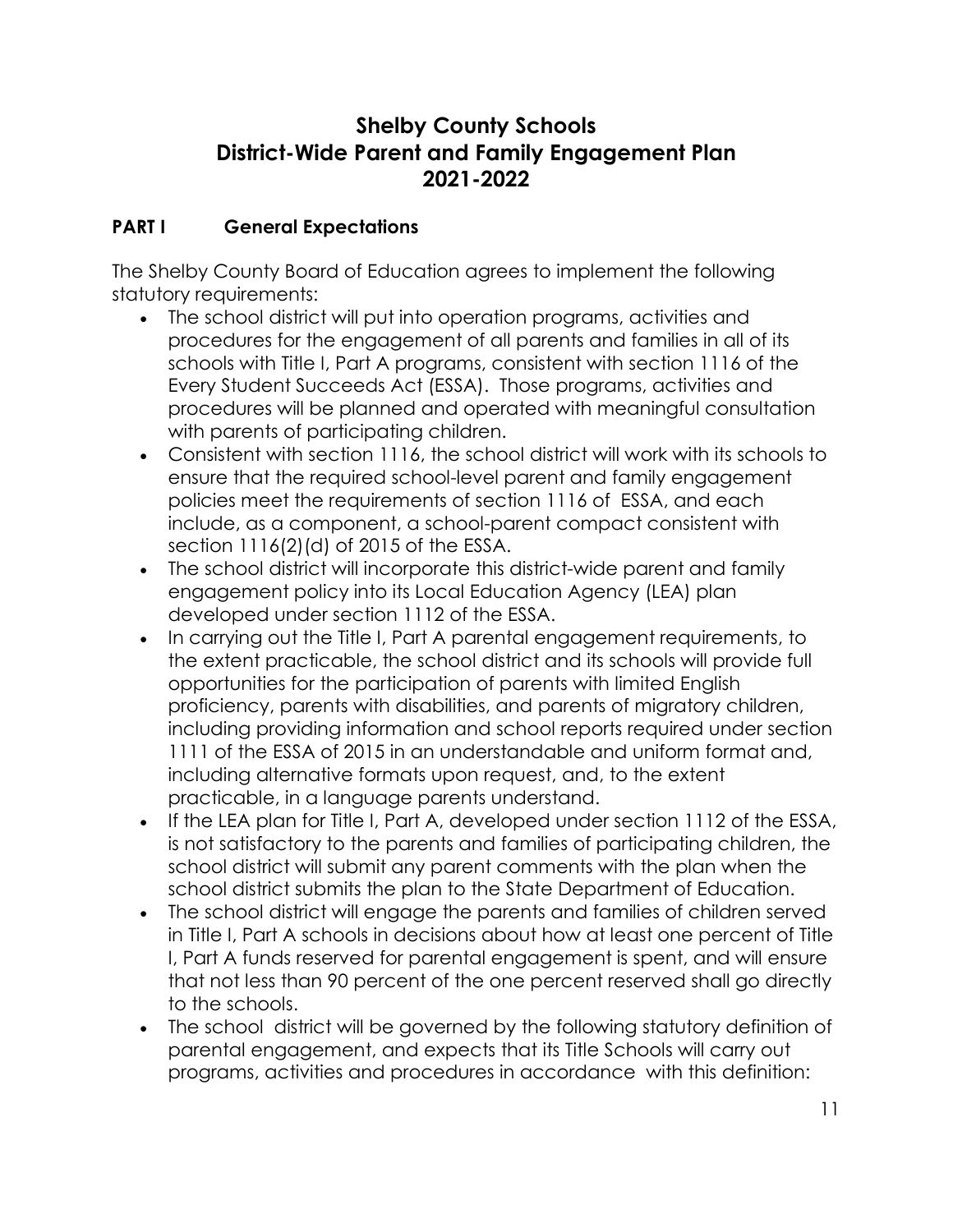# Shelby County Schools
# District-Wide Parent and Family Engagement Plan
# 2021-2022

## PART I General Expectations

The Shelby County Board of Education agrees to implement the following statutory requirements:

- The school district will put into operation programs, activities and procedures for the engagement of all parents and families in all of its schools with Title I, Part A programs, consistent with section 1116 of the Every Student Succeeds Act (ESSA). Those programs, activities and procedures will be planned and operated with meaningful consultation with parents of participating children.
- Consistent with section 1116, the school district will work with its schools to ensure that the required school-level parent and family engagement policies meet the requirements of section 1116 of ESSA, and each include, as a component, a school-parent compact consistent with section 1116(2)(d) of 2015 of the ESSA.
- The school district will incorporate this district-wide parent and family engagement policy into its Local Education Agency (LEA) plan developed under section 1112 of the ESSA.
- In carrying out the Title I, Part A parental engagement requirements, to the extent practicable, the school district and its schools will provide full opportunities for the participation of parents with limited English proficiency, parents with disabilities, and parents of migratory children, including providing information and school reports required under section 1111 of the ESSA of 2015 in an understandable and uniform format and, including alternative formats upon request, and, to the extent practicable, in a language parents understand.
- If the LEA plan for Title I, Part A, developed under section 1112 of the ESSA, is not satisfactory to the parents and families of participating children, the school district will submit any parent comments with the plan when the school district submits the plan to the State Department of Education.
- The school district will engage the parents and families of children served in Title I, Part A schools in decisions about how at least one percent of Title I, Part A funds reserved for parental engagement is spent, and will ensure that not less than 90 percent of the one percent reserved shall go directly to the schools.
- The school district will be governed by the following statutory definition of parental engagement, and expects that its Title Schools will carry out programs, activities and procedures in accordance with this definition: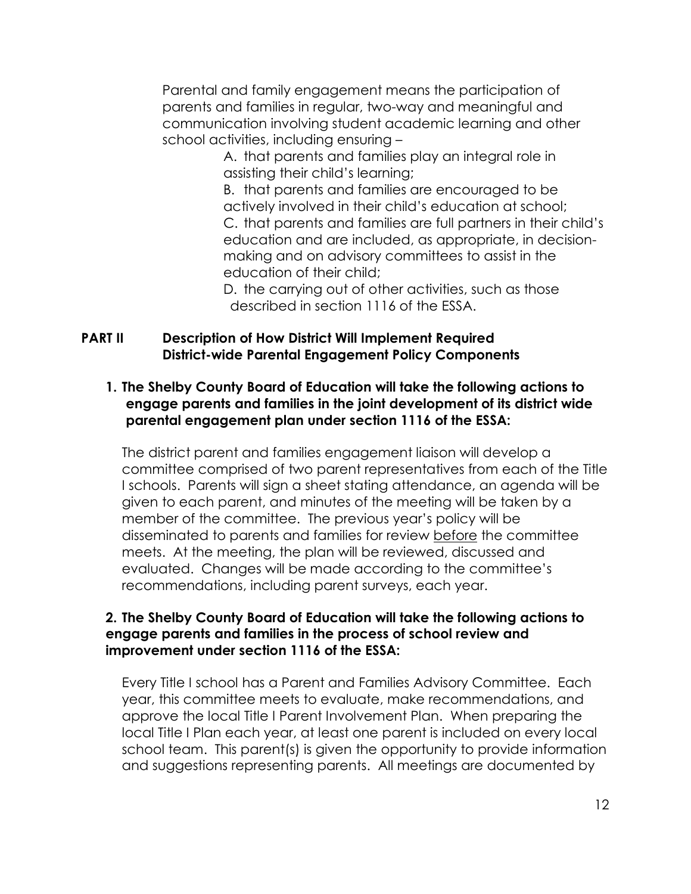Parental and family engagement means the participation of parents and families in regular, two-way and meaningful and communication involving student academic learning and other school activities, including ensuring –

A. that parents and families play an integral role in assisting their child's learning;

B. that parents and families are encouraged to be actively involved in their child's education at school;

C. that parents and families are full partners in their child's education and are included, as appropriate, in decision-making and on advisory committees to assist in the education of their child;

D. the carrying out of other activities, such as those described in section 1116 of the ESSA.

## PART II Description of How District Will Implement Required District-wide Parental Engagement Policy Components

### 1. The Shelby County Board of Education will take the following actions to engage parents and families in the joint development of its district wide parental engagement plan under section 1116 of the ESSA:

The district parent and families engagement liaison will develop a committee comprised of two parent representatives from each of the Title I schools. Parents will sign a sheet stating attendance, an agenda will be given to each parent, and minutes of the meeting will be taken by a member of the committee. The previous year's policy will be disseminated to parents and families for review <u>before</u> the committee meets. At the meeting, the plan will be reviewed, discussed and evaluated. Changes will be made according to the committee's recommendations, including parent surveys, each year.

### 2. The Shelby County Board of Education will take the following actions to engage parents and families in the process of school review and improvement under section 1116 of the ESSA:

Every Title I school has a Parent and Families Advisory Committee. Each year, this committee meets to evaluate, make recommendations, and approve the local Title I Parent Involvement Plan. When preparing the local Title I Plan each year, at least one parent is included on every local school team. This parent(s) is given the opportunity to provide information and suggestions representing parents. All meetings are documented by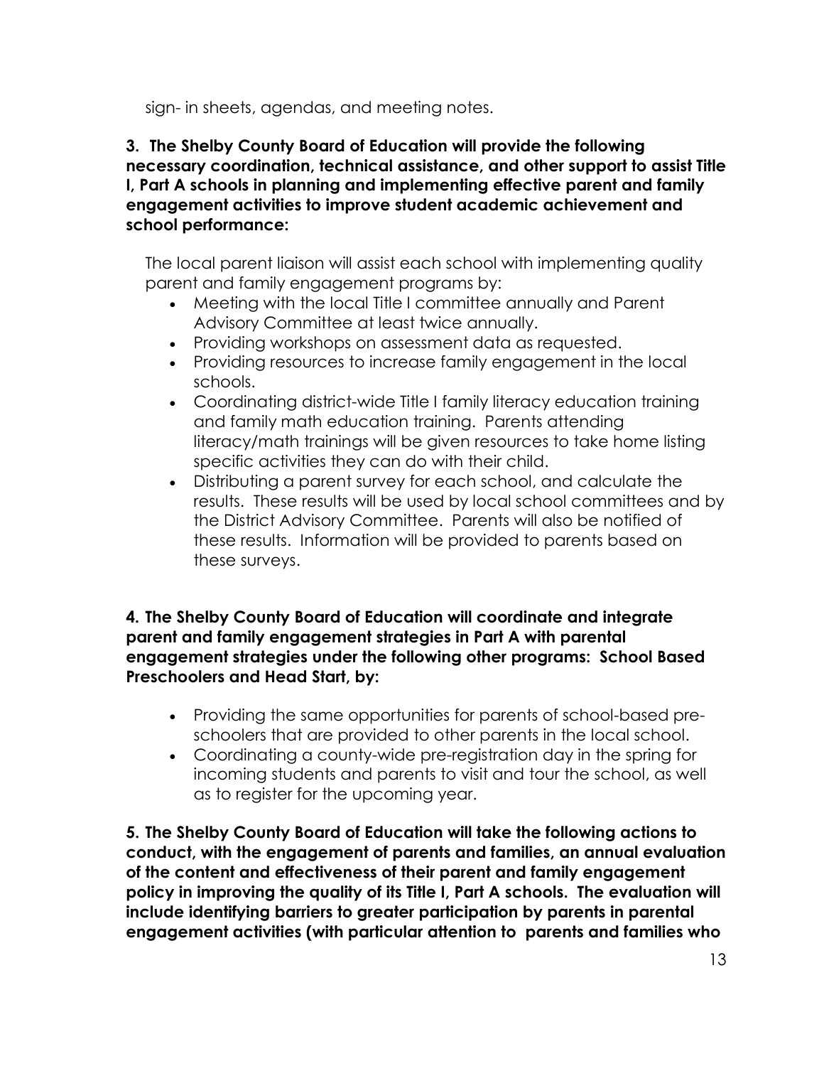sign- in sheets, agendas, and meeting notes.

**3. The Shelby County Board of Education will provide the following necessary coordination, technical assistance, and other support to assist Title I, Part A schools in planning and implementing effective parent and family engagement activities to improve student academic achievement and school performance:**

The local parent liaison will assist each school with implementing quality parent and family engagement programs by:

- Meeting with the local Title I committee annually and Parent Advisory Committee at least twice annually.
- Providing workshops on assessment data as requested.
- Providing resources to increase family engagement in the local schools.
- Coordinating district-wide Title I family literacy education training and family math education training. Parents attending literacy/math trainings will be given resources to take home listing specific activities they can do with their child.
- Distributing a parent survey for each school, and calculate the results. These results will be used by local school committees and by the District Advisory Committee. Parents will also be notified of these results. Information will be provided to parents based on these surveys.

**4. The Shelby County Board of Education will coordinate and integrate parent and family engagement strategies in Part A with parental engagement strategies under the following other programs: School Based Preschoolers and Head Start, by:**

- Providing the same opportunities for parents of school-based pre-schoolers that are provided to other parents in the local school.
- Coordinating a county-wide pre-registration day in the spring for incoming students and parents to visit and tour the school, as well as to register for the upcoming year.

**5. The Shelby County Board of Education will take the following actions to conduct, with the engagement of parents and families, an annual evaluation of the content and effectiveness of their parent and family engagement policy in improving the quality of its Title I, Part A schools. The evaluation will include identifying barriers to greater participation by parents in parental engagement activities (with particular attention to parents and families who**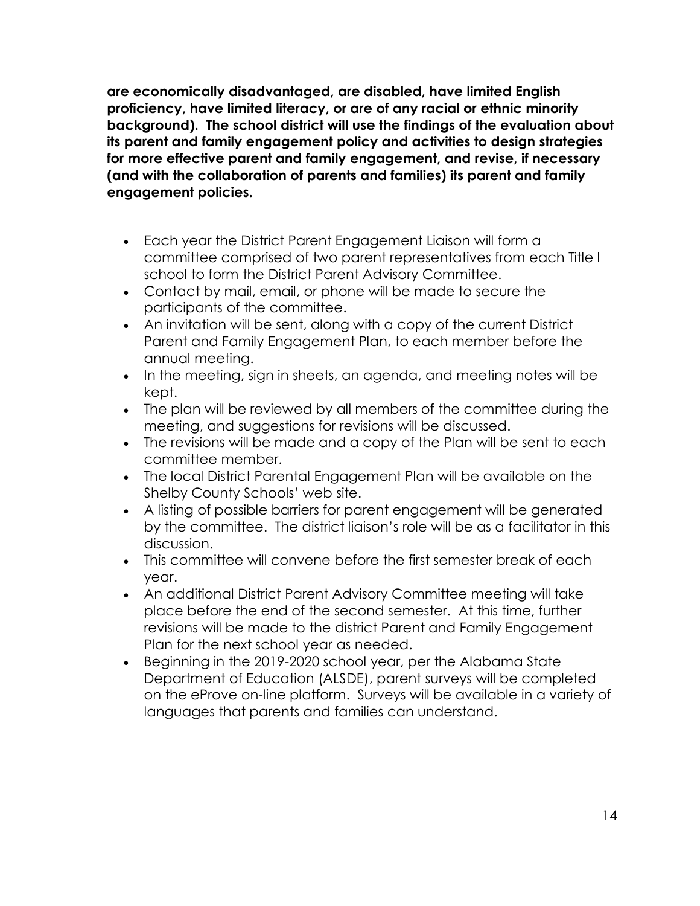**are economically disadvantaged, are disabled, have limited English proficiency, have limited literacy, or are of any racial or ethnic minority background). The school district will use the findings of the evaluation about its parent and family engagement policy and activities to design strategies for more effective parent and family engagement, and revise, if necessary (and with the collaboration of parents and families) its parent and family engagement policies.**

- Each year the District Parent Engagement Liaison will form a committee comprised of two parent representatives from each Title I school to form the District Parent Advisory Committee.
- Contact by mail, email, or phone will be made to secure the participants of the committee.
- An invitation will be sent, along with a copy of the current District Parent and Family Engagement Plan, to each member before the annual meeting.
- In the meeting, sign in sheets, an agenda, and meeting notes will be kept.
- The plan will be reviewed by all members of the committee during the meeting, and suggestions for revisions will be discussed.
- The revisions will be made and a copy of the Plan will be sent to each committee member.
- The local District Parental Engagement Plan will be available on the Shelby County Schools' web site.
- A listing of possible barriers for parent engagement will be generated by the committee. The district liaison's role will be as a facilitator in this discussion.
- This committee will convene before the first semester break of each year.
- An additional District Parent Advisory Committee meeting will take place before the end of the second semester. At this time, further revisions will be made to the district Parent and Family Engagement Plan for the next school year as needed.
- Beginning in the 2019-2020 school year, per the Alabama State Department of Education (ALSDE), parent surveys will be completed on the eProve on-line platform. Surveys will be available in a variety of languages that parents and families can understand.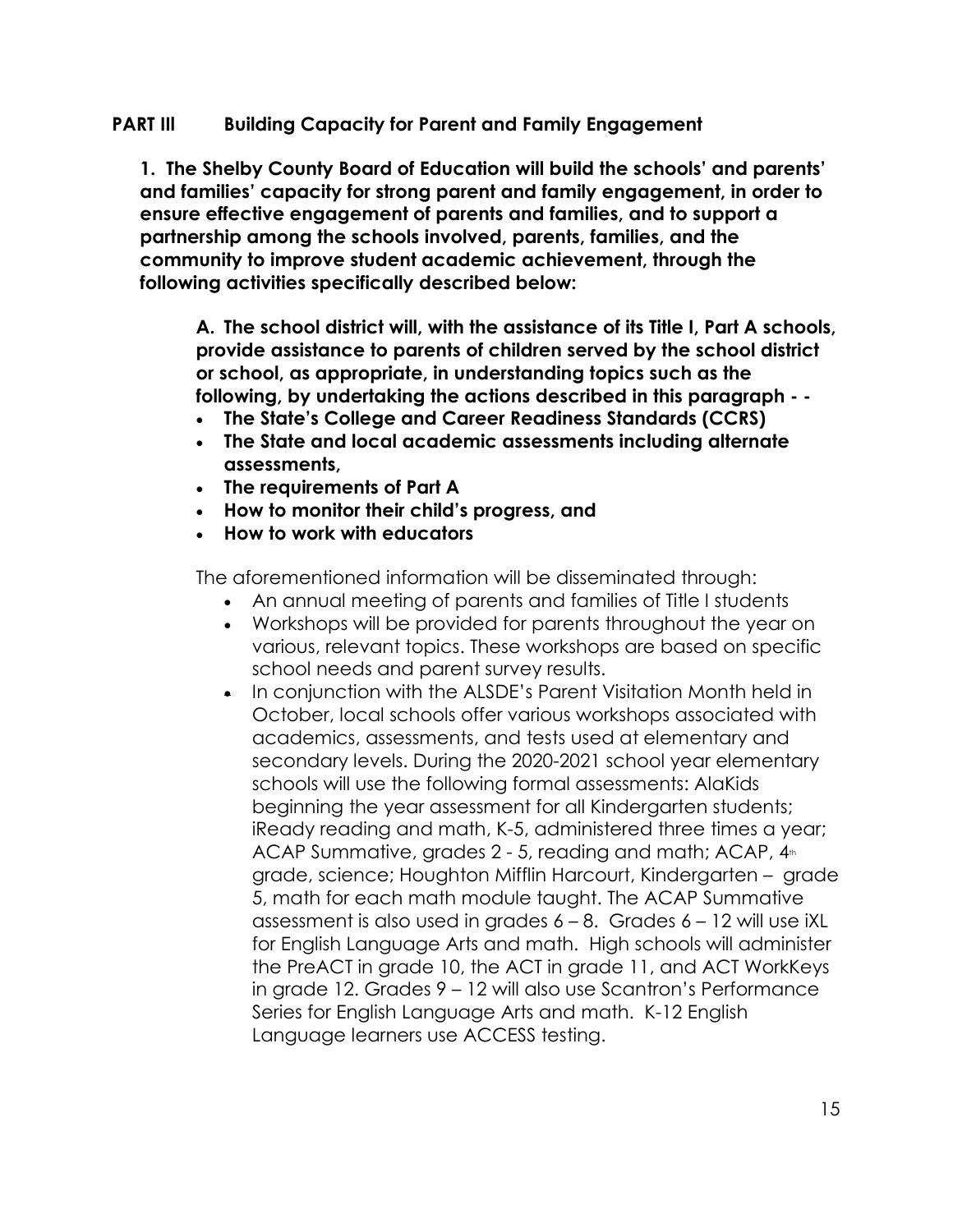## PART III Building Capacity for Parent and Family Engagement

**1. The Shelby County Board of Education will build the schools' and parents' and families' capacity for strong parent and family engagement, in order to ensure effective engagement of parents and families, and to support a partnership among the schools involved, parents, families, and the community to improve student academic achievement, through the following activities specifically described below:**

**A. The school district will, with the assistance of its Title I, Part A schools, provide assistance to parents of children served by the school district or school, as appropriate, in understanding topics such as the following, by undertaking the actions described in this paragraph - -**

- **The State's College and Career Readiness Standards (CCRS)**
- **The State and local academic assessments including alternate assessments,**
- **The requirements of Part A**
- **How to monitor their child's progress, and**
- **How to work with educators**

The aforementioned information will be disseminated through:

- An annual meeting of parents and families of Title I students
- Workshops will be provided for parents throughout the year on various, relevant topics. These workshops are based on specific school needs and parent survey results.
- In conjunction with the ALSDE's Parent Visitation Month held in October, local schools offer various workshops associated with academics, assessments, and tests used at elementary and secondary levels. During the 2020-2021 school year elementary schools will use the following formal assessments: AlaKids beginning the year assessment for all Kindergarten students; iReady reading and math, K-5, administered three times a year; ACAP Summative, grades 2 - 5, reading and math; ACAP, 4th grade, science; Houghton Mifflin Harcourt, Kindergarten – grade 5, math for each math module taught. The ACAP Summative assessment is also used in grades 6 – 8. Grades 6 – 12 will use iXL for English Language Arts and math. High schools will administer the PreACT in grade 10, the ACT in grade 11, and ACT WorkKeys in grade 12. Grades 9 – 12 will also use Scantron's Performance Series for English Language Arts and math. K-12 English Language learners use ACCESS testing.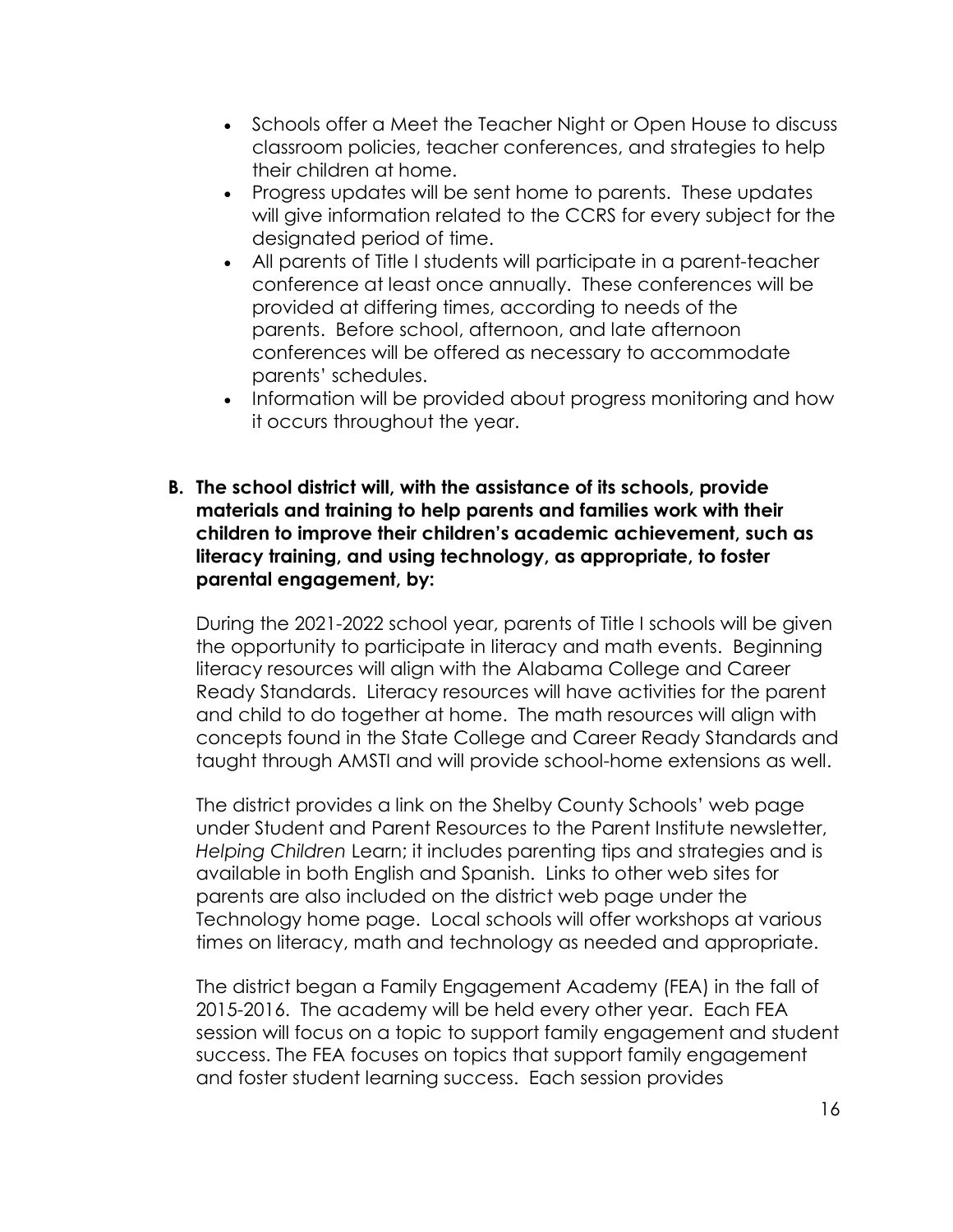- Schools offer a Meet the Teacher Night or Open House to discuss classroom policies, teacher conferences, and strategies to help their children at home.
- Progress updates will be sent home to parents. These updates will give information related to the CCRS for every subject for the designated period of time.
- All parents of Title I students will participate in a parent-teacher conference at least once annually. These conferences will be provided at differing times, according to needs of the parents. Before school, afternoon, and late afternoon conferences will be offered as necessary to accommodate parents' schedules.
- Information will be provided about progress monitoring and how it occurs throughout the year.

**B. The school district will, with the assistance of its schools, provide materials and training to help parents and families work with their children to improve their children's academic achievement, such as literacy training, and using technology, as appropriate, to foster parental engagement, by:**

During the 2021-2022 school year, parents of Title I schools will be given the opportunity to participate in literacy and math events. Beginning literacy resources will align with the Alabama College and Career Ready Standards. Literacy resources will have activities for the parent and child to do together at home. The math resources will align with concepts found in the State College and Career Ready Standards and taught through AMSTI and will provide school-home extensions as well.

The district provides a link on the Shelby County Schools' web page under Student and Parent Resources to the Parent Institute newsletter, *Helping Children* Learn; it includes parenting tips and strategies and is available in both English and Spanish. Links to other web sites for parents are also included on the district web page under the Technology home page. Local schools will offer workshops at various times on literacy, math and technology as needed and appropriate.

The district began a Family Engagement Academy (FEA) in the fall of 2015-2016. The academy will be held every other year. Each FEA session will focus on a topic to support family engagement and student success. The FEA focuses on topics that support family engagement and foster student learning success. Each session provides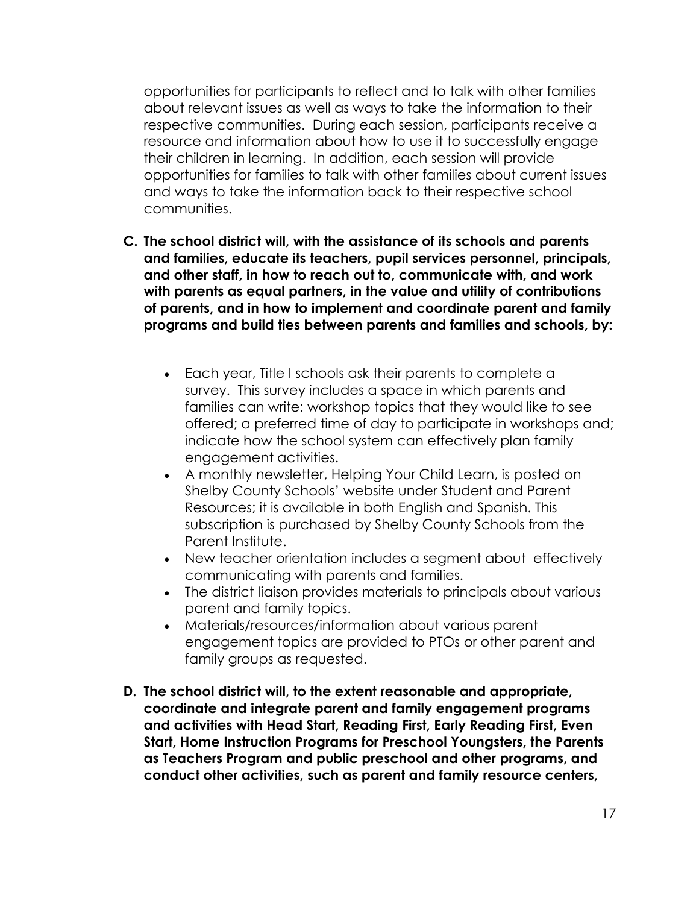opportunities for participants to reflect and to talk with other families about relevant issues as well as ways to take the information to their respective communities. During each session, participants receive a resource and information about how to use it to successfully engage their children in learning. In addition, each session will provide opportunities for families to talk with other families about current issues and ways to take the information back to their respective school communities.

**C. The school district will, with the assistance of its schools and parents and families, educate its teachers, pupil services personnel, principals, and other staff, in how to reach out to, communicate with, and work with parents as equal partners, in the value and utility of contributions of parents, and in how to implement and coordinate parent and family programs and build ties between parents and families and schools, by:**

- Each year, Title I schools ask their parents to complete a survey. This survey includes a space in which parents and families can write: workshop topics that they would like to see offered; a preferred time of day to participate in workshops and; indicate how the school system can effectively plan family engagement activities.
- A monthly newsletter, Helping Your Child Learn, is posted on Shelby County Schools' website under Student and Parent Resources; it is available in both English and Spanish. This subscription is purchased by Shelby County Schools from the Parent Institute.
- New teacher orientation includes a segment about effectively communicating with parents and families.
- The district liaison provides materials to principals about various parent and family topics.
- Materials/resources/information about various parent engagement topics are provided to PTOs or other parent and family groups as requested.

**D. The school district will, to the extent reasonable and appropriate, coordinate and integrate parent and family engagement programs and activities with Head Start, Reading First, Early Reading First, Even Start, Home Instruction Programs for Preschool Youngsters, the Parents as Teachers Program and public preschool and other programs, and conduct other activities, such as parent and family resource centers,**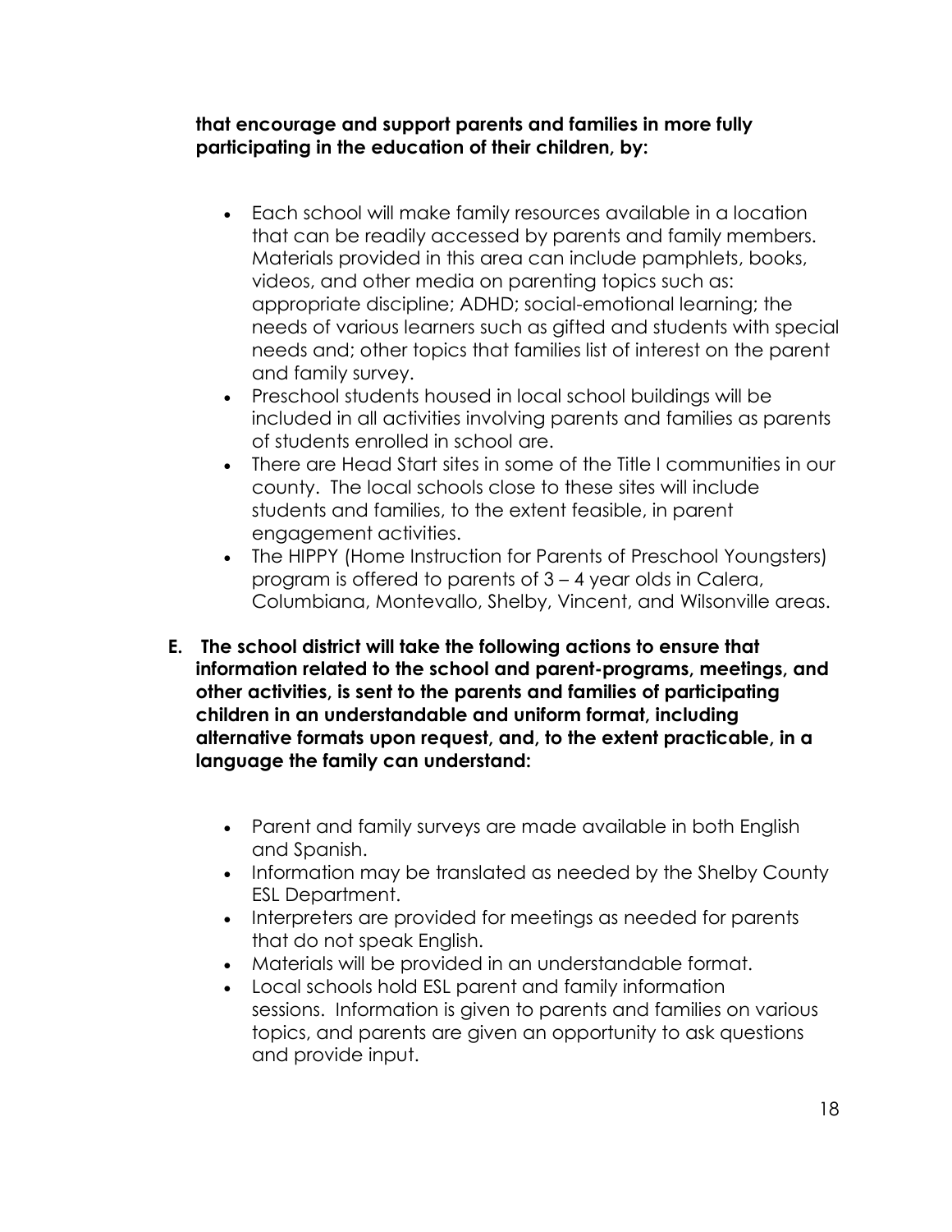**that encourage and support parents and families in more fully participating in the education of their children, by:**

- Each school will make family resources available in a location that can be readily accessed by parents and family members. Materials provided in this area can include pamphlets, books, videos, and other media on parenting topics such as: appropriate discipline; ADHD; social-emotional learning; the needs of various learners such as gifted and students with special needs and; other topics that families list of interest on the parent and family survey.
- Preschool students housed in local school buildings will be included in all activities involving parents and families as parents of students enrolled in school are.
- There are Head Start sites in some of the Title I communities in our county. The local schools close to these sites will include students and families, to the extent feasible, in parent engagement activities.
- The HIPPY (Home Instruction for Parents of Preschool Youngsters) program is offered to parents of 3 – 4 year olds in Calera, Columbiana, Montevallo, Shelby, Vincent, and Wilsonville areas.

**E. The school district will take the following actions to ensure that information related to the school and parent-programs, meetings, and other activities, is sent to the parents and families of participating children in an understandable and uniform format, including alternative formats upon request, and, to the extent practicable, in a language the family can understand:**

- Parent and family surveys are made available in both English and Spanish.
- Information may be translated as needed by the Shelby County ESL Department.
- Interpreters are provided for meetings as needed for parents that do not speak English.
- Materials will be provided in an understandable format.
- Local schools hold ESL parent and family information sessions. Information is given to parents and families on various topics, and parents are given an opportunity to ask questions and provide input.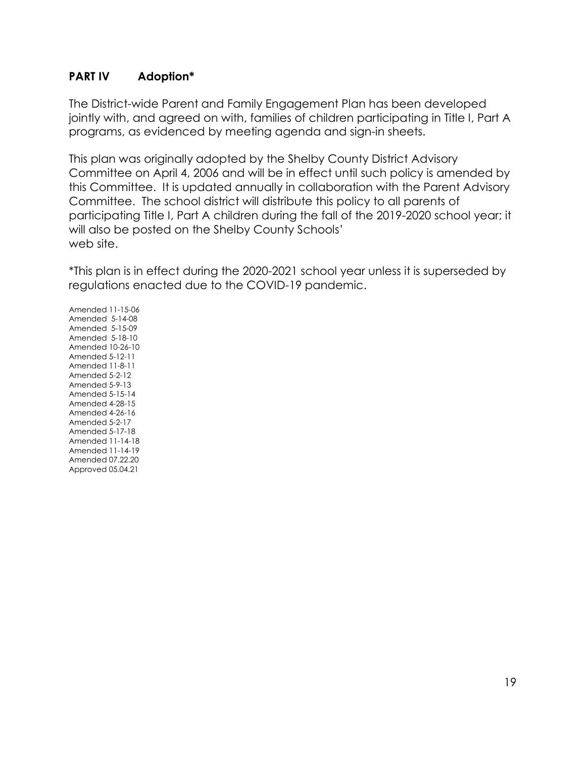## PART IV Adoption*

The District-wide Parent and Family Engagement Plan has been developed jointly with, and agreed on with, families of children participating in Title I, Part A programs, as evidenced by meeting agenda and sign-in sheets.

This plan was originally adopted by the Shelby County District Advisory Committee on April 4, 2006 and will be in effect until such policy is amended by this Committee. It is updated annually in collaboration with the Parent Advisory Committee. The school district will distribute this policy to all parents of participating Title I, Part A children during the fall of the 2019-2020 school year; it will also be posted on the Shelby County Schools' web site.

*This plan is in effect during the 2020-2021 school year unless it is superseded by regulations enacted due to the COVID-19 pandemic.

Amended 11-15-06
Amended 5-14-08
Amended 5-15-09
Amended 5-18-10
Amended 10-26-10
Amended 5-12-11
Amended 11-8-11
Amended 5-2-12
Amended 5-9-13
Amended 5-15-14
Amended 4-28-15
Amended 4-26-16
Amended 5-2-17
Amended 5-17-18
Amended 11-14-18
Amended 11-14-19
Amended 07.22.20
Approved 05.04.21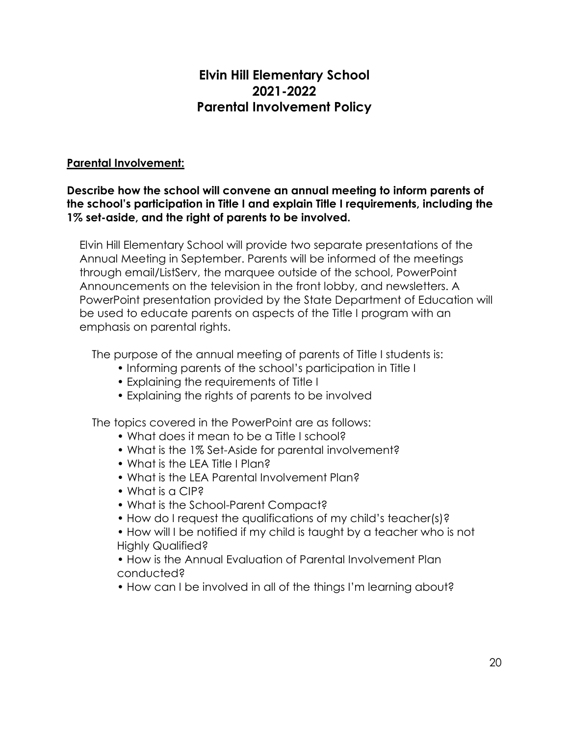# Elvin Hill Elementary School
# 2021-2022
# Parental Involvement Policy

**Parental Involvement:**

**Describe how the school will convene an annual meeting to inform parents of the school's participation in Title I and explain Title I requirements, including the 1% set-aside, and the right of parents to be involved.**

Elvin Hill Elementary School will provide two separate presentations of the Annual Meeting in September. Parents will be informed of the meetings through email/ListServ, the marquee outside of the school, PowerPoint Announcements on the television in the front lobby, and newsletters. A PowerPoint presentation provided by the State Department of Education will be used to educate parents on aspects of the Title I program with an emphasis on parental rights.

The purpose of the annual meeting of parents of Title I students is:

- Informing parents of the school's participation in Title I
- Explaining the requirements of Title I
- Explaining the rights of parents to be involved

The topics covered in the PowerPoint are as follows:

- What does it mean to be a Title I school?
- What is the 1% Set-Aside for parental involvement?
- What is the LEA Title I Plan?
- What is the LEA Parental Involvement Plan?
- What is a CIP?
- What is the School-Parent Compact?
- How do I request the qualifications of my child's teacher(s)?
- How will I be notified if my child is taught by a teacher who is not Highly Qualified?
- How is the Annual Evaluation of Parental Involvement Plan conducted?
- How can I be involved in all of the things I'm learning about?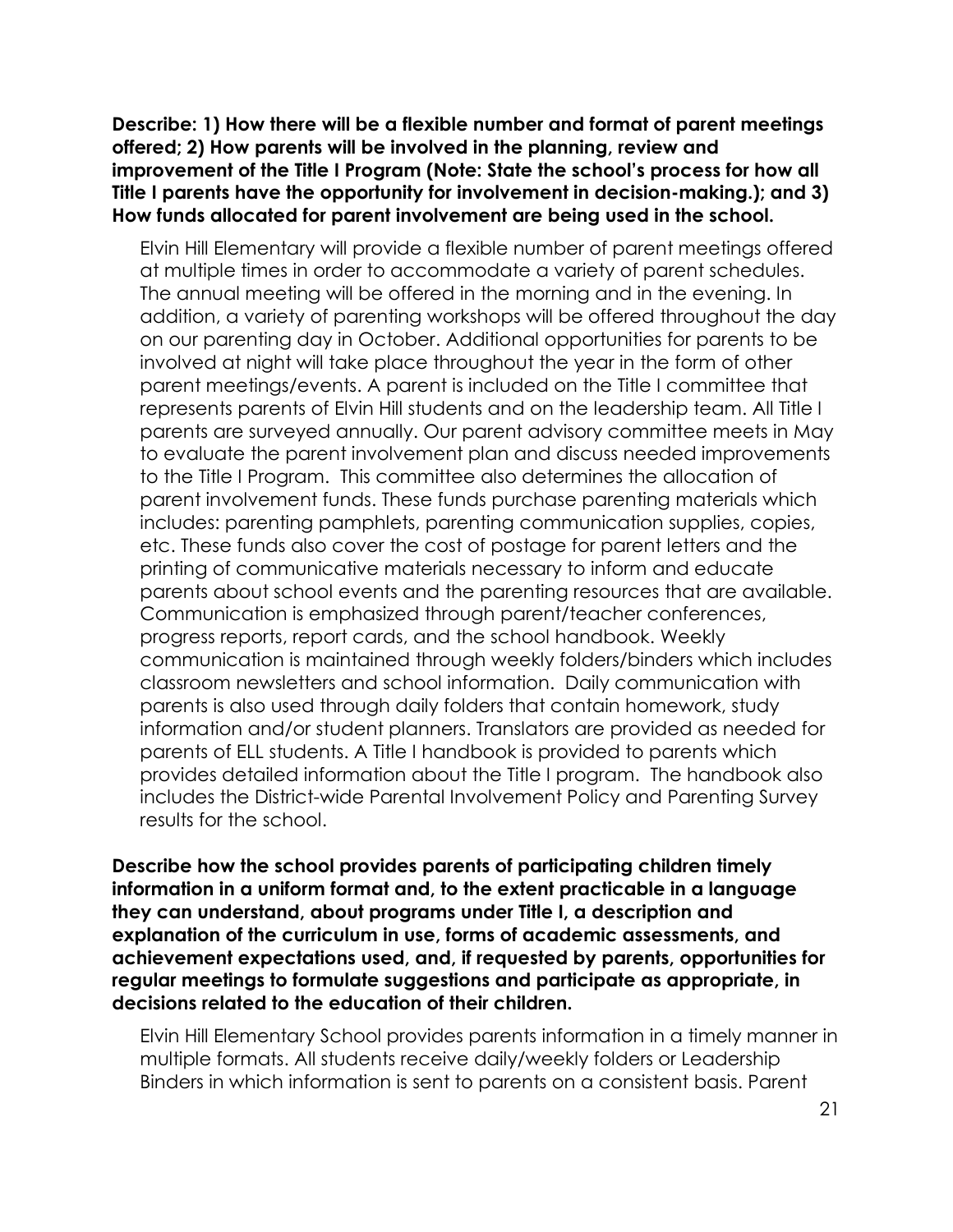**Describe: 1) How there will be a flexible number and format of parent meetings offered; 2) How parents will be involved in the planning, review and improvement of the Title I Program (Note: State the school's process for how all Title I parents have the opportunity for involvement in decision-making.); and 3) How funds allocated for parent involvement are being used in the school.**

Elvin Hill Elementary will provide a flexible number of parent meetings offered at multiple times in order to accommodate a variety of parent schedules. The annual meeting will be offered in the morning and in the evening. In addition, a variety of parenting workshops will be offered throughout the day on our parenting day in October. Additional opportunities for parents to be involved at night will take place throughout the year in the form of other parent meetings/events. A parent is included on the Title I committee that represents parents of Elvin Hill students and on the leadership team. All Title I parents are surveyed annually. Our parent advisory committee meets in May to evaluate the parent involvement plan and discuss needed improvements to the Title I Program. This committee also determines the allocation of parent involvement funds. These funds purchase parenting materials which includes: parenting pamphlets, parenting communication supplies, copies, etc. These funds also cover the cost of postage for parent letters and the printing of communicative materials necessary to inform and educate parents about school events and the parenting resources that are available. Communication is emphasized through parent/teacher conferences, progress reports, report cards, and the school handbook. Weekly communication is maintained through weekly folders/binders which includes classroom newsletters and school information. Daily communication with parents is also used through daily folders that contain homework, study information and/or student planners. Translators are provided as needed for parents of ELL students. A Title I handbook is provided to parents which provides detailed information about the Title I program. The handbook also includes the District-wide Parental Involvement Policy and Parenting Survey results for the school.

**Describe how the school provides parents of participating children timely information in a uniform format and, to the extent practicable in a language they can understand, about programs under Title I, a description and explanation of the curriculum in use, forms of academic assessments, and achievement expectations used, and, if requested by parents, opportunities for regular meetings to formulate suggestions and participate as appropriate, in decisions related to the education of their children.**

Elvin Hill Elementary School provides parents information in a timely manner in multiple formats. All students receive daily/weekly folders or Leadership Binders in which information is sent to parents on a consistent basis. Parent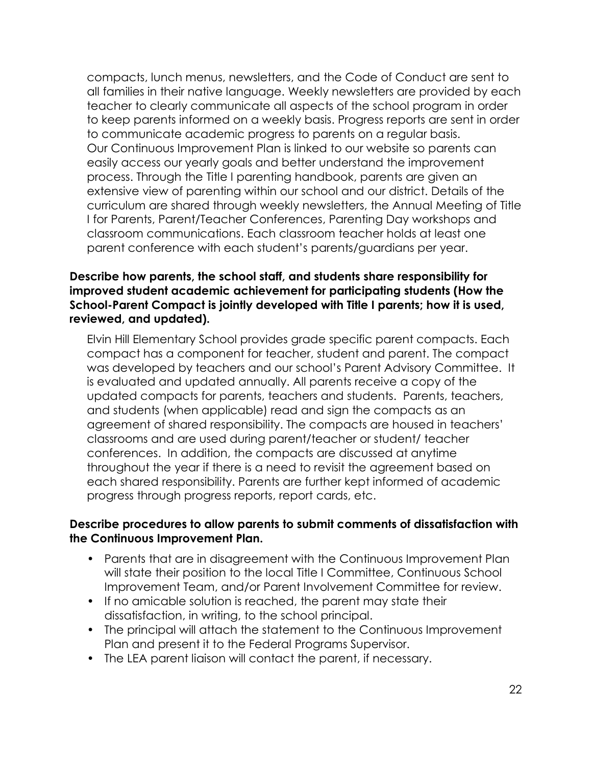compacts, lunch menus, newsletters, and the Code of Conduct are sent to all families in their native language. Weekly newsletters are provided by each teacher to clearly communicate all aspects of the school program in order to keep parents informed on a weekly basis. Progress reports are sent in order to communicate academic progress to parents on a regular basis.
Our Continuous Improvement Plan is linked to our website so parents can easily access our yearly goals and better understand the improvement process. Through the Title I parenting handbook, parents are given an extensive view of parenting within our school and our district. Details of the curriculum are shared through weekly newsletters, the Annual Meeting of Title I for Parents, Parent/Teacher Conferences, Parenting Day workshops and classroom communications. Each classroom teacher holds at least one parent conference with each student's parents/guardians per year.

**Describe how parents, the school staff, and students share responsibility for improved student academic achievement for participating students (How the School-Parent Compact is jointly developed with Title I parents; how it is used, reviewed, and updated).**

Elvin Hill Elementary School provides grade specific parent compacts. Each compact has a component for teacher, student and parent. The compact was developed by teachers and our school's Parent Advisory Committee. It is evaluated and updated annually. All parents receive a copy of the updated compacts for parents, teachers and students. Parents, teachers, and students (when applicable) read and sign the compacts as an agreement of shared responsibility. The compacts are housed in teachers' classrooms and are used during parent/teacher or student/ teacher conferences. In addition, the compacts are discussed at anytime throughout the year if there is a need to revisit the agreement based on each shared responsibility. Parents are further kept informed of academic progress through progress reports, report cards, etc.

**Describe procedures to allow parents to submit comments of dissatisfaction with the Continuous Improvement Plan.**

- Parents that are in disagreement with the Continuous Improvement Plan will state their position to the local Title I Committee, Continuous School Improvement Team, and/or Parent Involvement Committee for review.
- If no amicable solution is reached, the parent may state their dissatisfaction, in writing, to the school principal.
- The principal will attach the statement to the Continuous Improvement Plan and present it to the Federal Programs Supervisor.
- The LEA parent liaison will contact the parent, if necessary.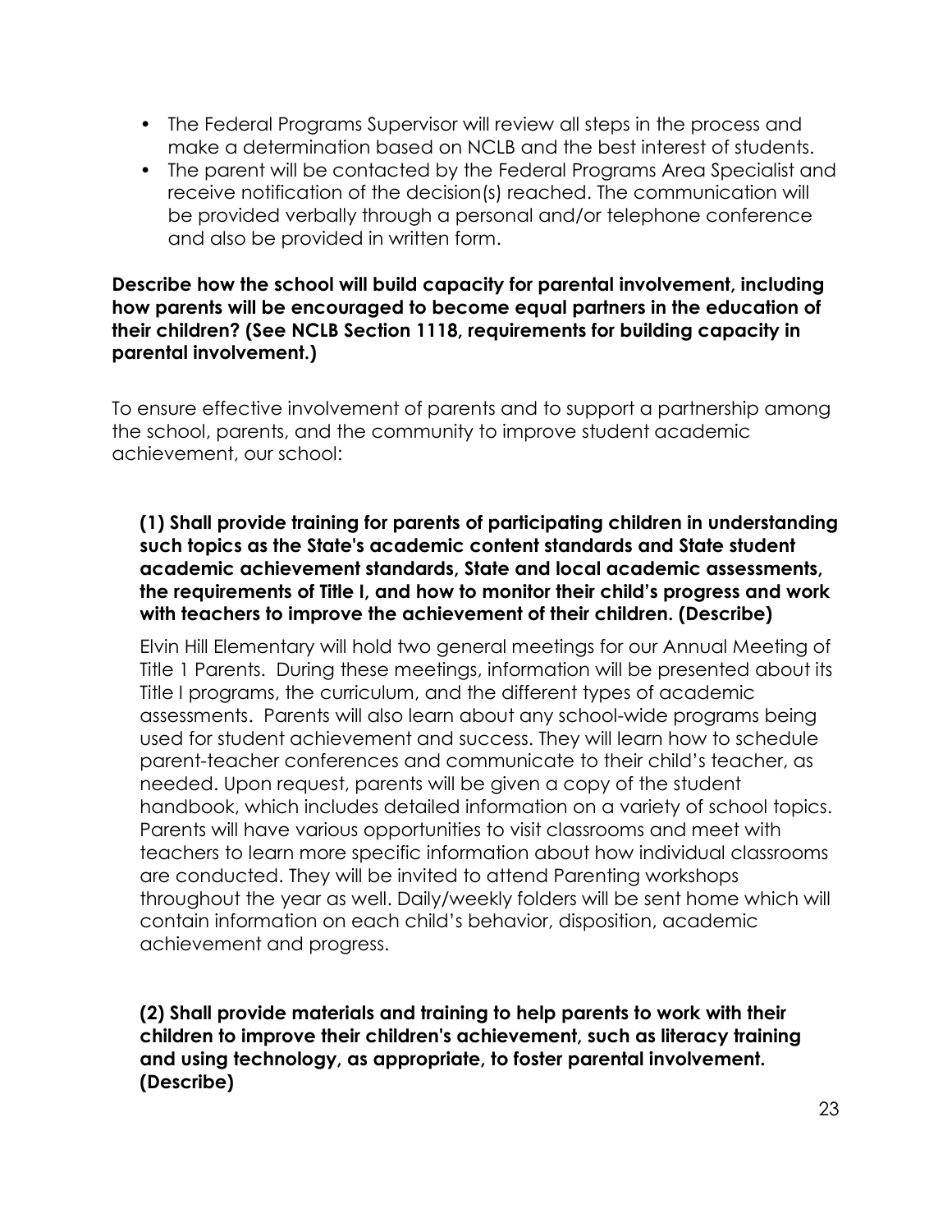- The Federal Programs Supervisor will review all steps in the process and make a determination based on NCLB and the best interest of students.
- The parent will be contacted by the Federal Programs Area Specialist and receive notification of the decision(s) reached. The communication will be provided verbally through a personal and/or telephone conference and also be provided in written form.

**Describe how the school will build capacity for parental involvement, including how parents will be encouraged to become equal partners in the education of their children? (See NCLB Section 1118, requirements for building capacity in parental involvement.)**

To ensure effective involvement of parents and to support a partnership among the school, parents, and the community to improve student academic achievement, our school:

**(1) Shall provide training for parents of participating children in understanding such topics as the State's academic content standards and State student academic achievement standards, State and local academic assessments, the requirements of Title I, and how to monitor their child's progress and work with teachers to improve the achievement of their children. (Describe)**

Elvin Hill Elementary will hold two general meetings for our Annual Meeting of Title 1 Parents. During these meetings, information will be presented about its Title I programs, the curriculum, and the different types of academic assessments. Parents will also learn about any school-wide programs being used for student achievement and success. They will learn how to schedule parent-teacher conferences and communicate to their child's teacher, as needed. Upon request, parents will be given a copy of the student handbook, which includes detailed information on a variety of school topics. Parents will have various opportunities to visit classrooms and meet with teachers to learn more specific information about how individual classrooms are conducted. They will be invited to attend Parenting workshops throughout the year as well. Daily/weekly folders will be sent home which will contain information on each child's behavior, disposition, academic achievement and progress.

**(2) Shall provide materials and training to help parents to work with their children to improve their children's achievement, such as literacy training and using technology, as appropriate, to foster parental involvement. (Describe)**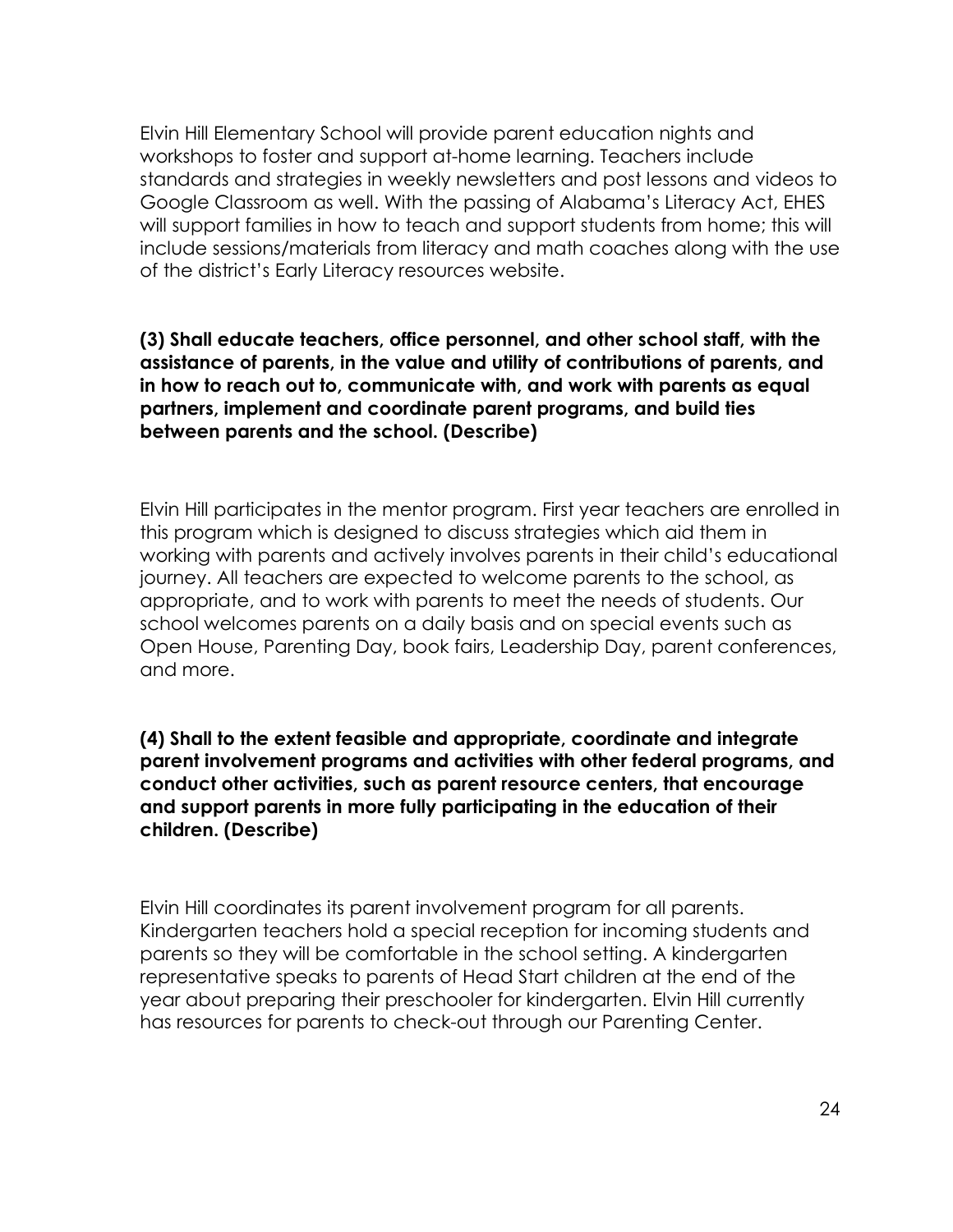Elvin Hill Elementary School will provide parent education nights and workshops to foster and support at-home learning. Teachers include standards and strategies in weekly newsletters and post lessons and videos to Google Classroom as well. With the passing of Alabama's Literacy Act, EHES will support families in how to teach and support students from home; this will include sessions/materials from literacy and math coaches along with the use of the district's Early Literacy resources website.

**(3) Shall educate teachers, office personnel, and other school staff, with the assistance of parents, in the value and utility of contributions of parents, and in how to reach out to, communicate with, and work with parents as equal partners, implement and coordinate parent programs, and build ties between parents and the school. (Describe)**

Elvin Hill participates in the mentor program. First year teachers are enrolled in this program which is designed to discuss strategies which aid them in working with parents and actively involves parents in their child's educational journey. All teachers are expected to welcome parents to the school, as appropriate, and to work with parents to meet the needs of students. Our school welcomes parents on a daily basis and on special events such as Open House, Parenting Day, book fairs, Leadership Day, parent conferences, and more.

**(4) Shall to the extent feasible and appropriate, coordinate and integrate parent involvement programs and activities with other federal programs, and conduct other activities, such as parent resource centers, that encourage and support parents in more fully participating in the education of their children. (Describe)**

Elvin Hill coordinates its parent involvement program for all parents. Kindergarten teachers hold a special reception for incoming students and parents so they will be comfortable in the school setting. A kindergarten representative speaks to parents of Head Start children at the end of the year about preparing their preschooler for kindergarten. Elvin Hill currently has resources for parents to check-out through our Parenting Center.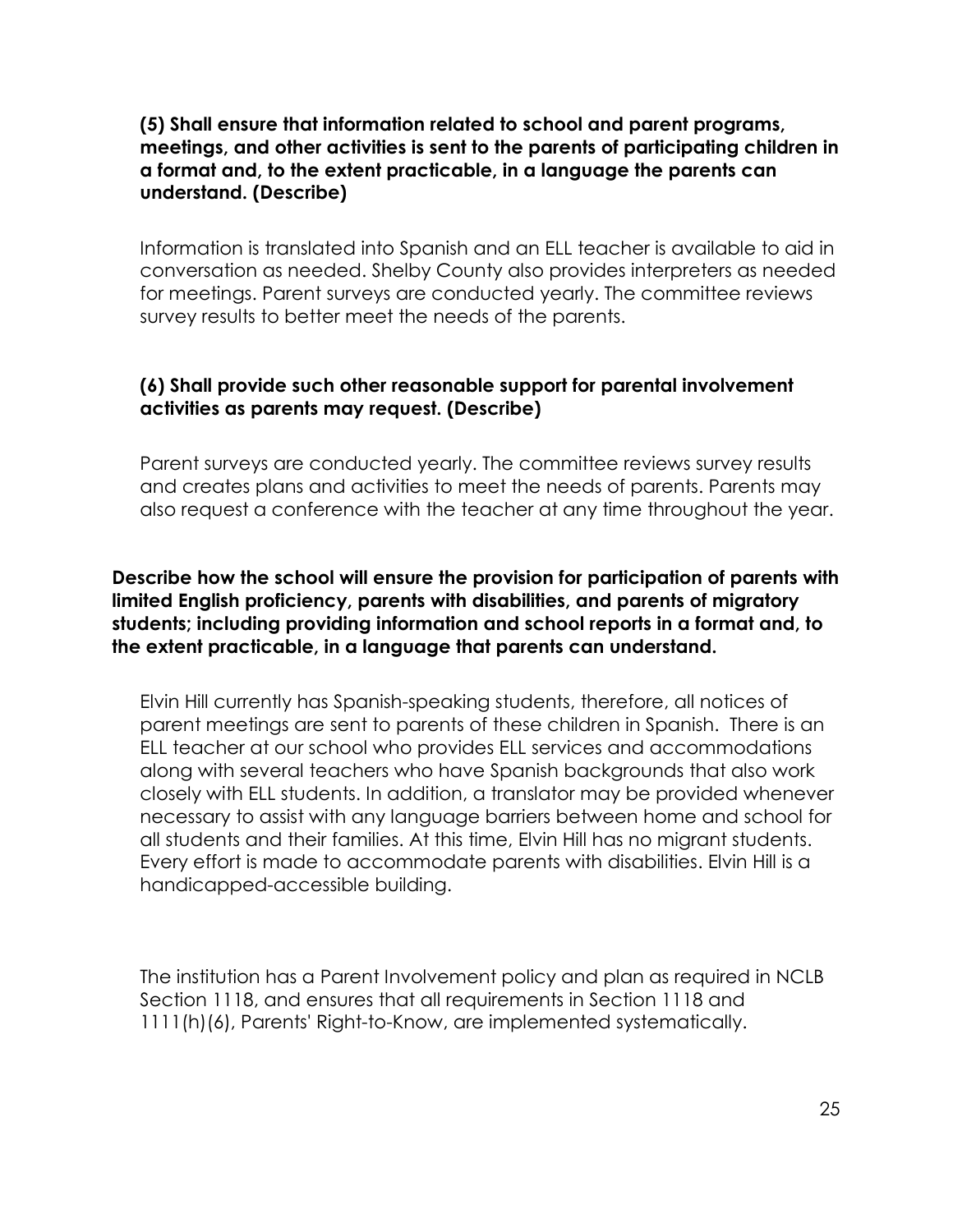**(5) Shall ensure that information related to school and parent programs, meetings, and other activities is sent to the parents of participating children in a format and, to the extent practicable, in a language the parents can understand. (Describe)**

Information is translated into Spanish and an ELL teacher is available to aid in conversation as needed. Shelby County also provides interpreters as needed for meetings. Parent surveys are conducted yearly. The committee reviews survey results to better meet the needs of the parents.

**(6) Shall provide such other reasonable support for parental involvement activities as parents may request. (Describe)**

Parent surveys are conducted yearly. The committee reviews survey results and creates plans and activities to meet the needs of parents. Parents may also request a conference with the teacher at any time throughout the year.

**Describe how the school will ensure the provision for participation of parents with limited English proficiency, parents with disabilities, and parents of migratory students; including providing information and school reports in a format and, to the extent practicable, in a language that parents can understand.**

Elvin Hill currently has Spanish-speaking students, therefore, all notices of parent meetings are sent to parents of these children in Spanish. There is an ELL teacher at our school who provides ELL services and accommodations along with several teachers who have Spanish backgrounds that also work closely with ELL students. In addition, a translator may be provided whenever necessary to assist with any language barriers between home and school for all students and their families. At this time, Elvin Hill has no migrant students. Every effort is made to accommodate parents with disabilities. Elvin Hill is a handicapped-accessible building.

The institution has a Parent Involvement policy and plan as required in NCLB Section 1118, and ensures that all requirements in Section 1118 and 1111(h)(6), Parents' Right-to-Know, are implemented systematically.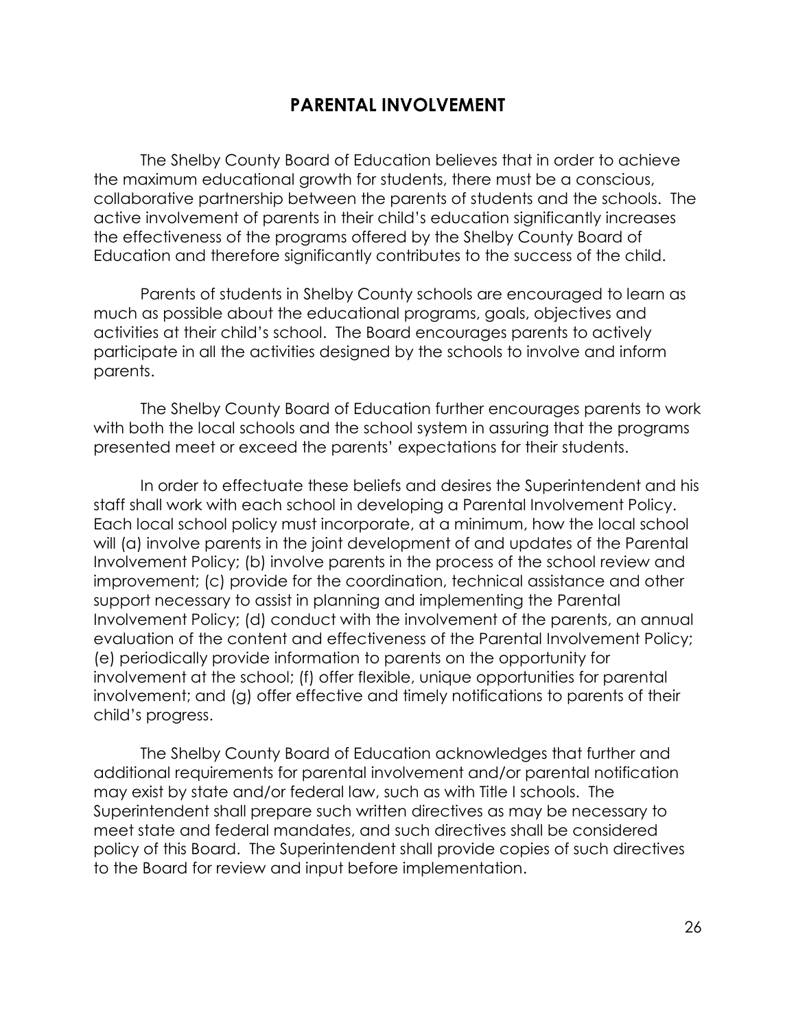# PARENTAL INVOLVEMENT

The Shelby County Board of Education believes that in order to achieve the maximum educational growth for students, there must be a conscious, collaborative partnership between the parents of students and the schools. The active involvement of parents in their child's education significantly increases the effectiveness of the programs offered by the Shelby County Board of Education and therefore significantly contributes to the success of the child.

Parents of students in Shelby County schools are encouraged to learn as much as possible about the educational programs, goals, objectives and activities at their child's school. The Board encourages parents to actively participate in all the activities designed by the schools to involve and inform parents.

The Shelby County Board of Education further encourages parents to work with both the local schools and the school system in assuring that the programs presented meet or exceed the parents' expectations for their students.

In order to effectuate these beliefs and desires the Superintendent and his staff shall work with each school in developing a Parental Involvement Policy. Each local school policy must incorporate, at a minimum, how the local school will (a) involve parents in the joint development of and updates of the Parental Involvement Policy; (b) involve parents in the process of the school review and improvement; (c) provide for the coordination, technical assistance and other support necessary to assist in planning and implementing the Parental Involvement Policy; (d) conduct with the involvement of the parents, an annual evaluation of the content and effectiveness of the Parental Involvement Policy; (e) periodically provide information to parents on the opportunity for involvement at the school; (f) offer flexible, unique opportunities for parental involvement; and (g) offer effective and timely notifications to parents of their child's progress.

The Shelby County Board of Education acknowledges that further and additional requirements for parental involvement and/or parental notification may exist by state and/or federal law, such as with Title I schools. The Superintendent shall prepare such written directives as may be necessary to meet state and federal mandates, and such directives shall be considered policy of this Board. The Superintendent shall provide copies of such directives to the Board for review and input before implementation.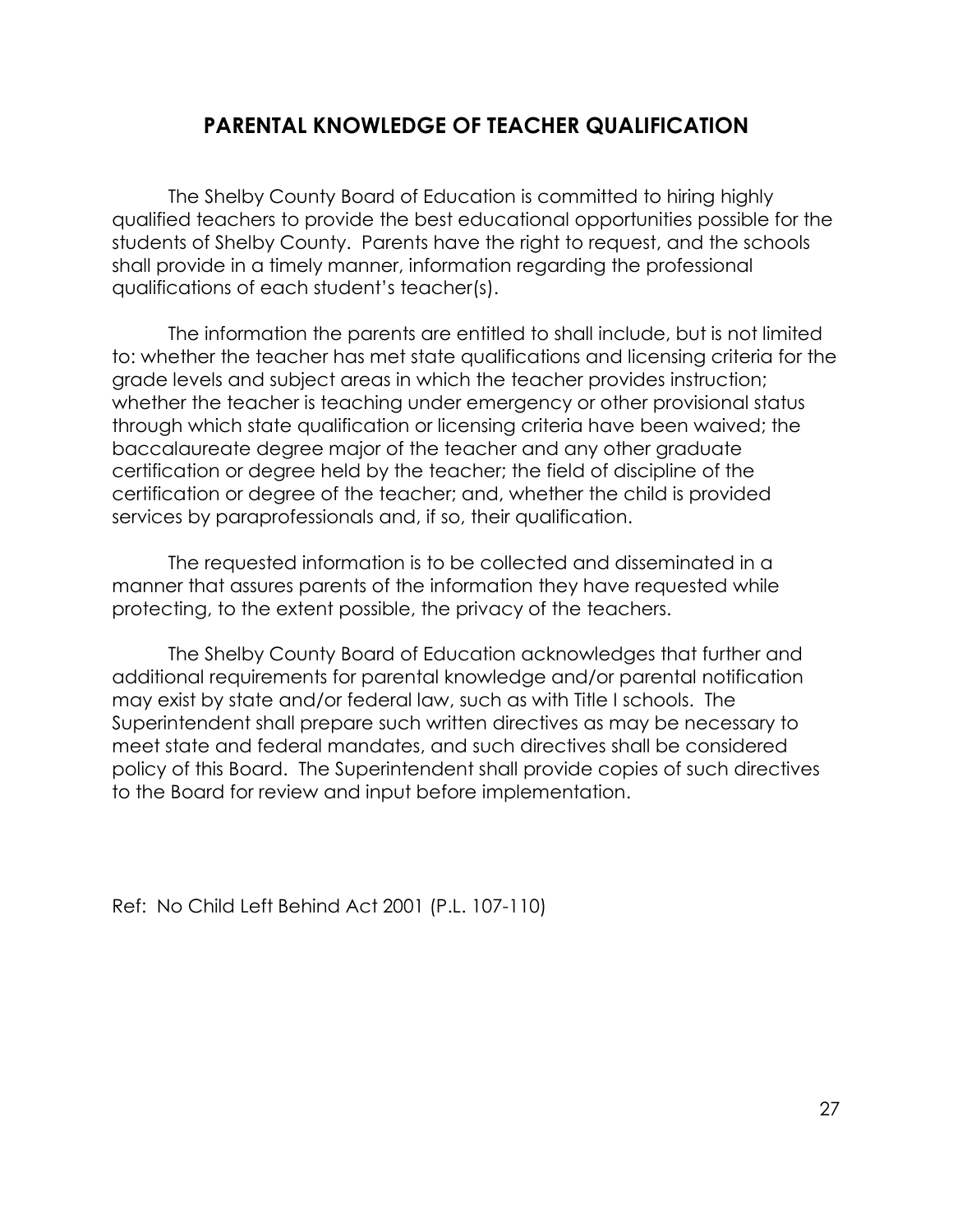## PARENTAL KNOWLEDGE OF TEACHER QUALIFICATION

The Shelby County Board of Education is committed to hiring highly qualified teachers to provide the best educational opportunities possible for the students of Shelby County. Parents have the right to request, and the schools shall provide in a timely manner, information regarding the professional qualifications of each student's teacher(s).

The information the parents are entitled to shall include, but is not limited to: whether the teacher has met state qualifications and licensing criteria for the grade levels and subject areas in which the teacher provides instruction; whether the teacher is teaching under emergency or other provisional status through which state qualification or licensing criteria have been waived; the baccalaureate degree major of the teacher and any other graduate certification or degree held by the teacher; the field of discipline of the certification or degree of the teacher; and, whether the child is provided services by paraprofessionals and, if so, their qualification.

The requested information is to be collected and disseminated in a manner that assures parents of the information they have requested while protecting, to the extent possible, the privacy of the teachers.

The Shelby County Board of Education acknowledges that further and additional requirements for parental knowledge and/or parental notification may exist by state and/or federal law, such as with Title I schools. The Superintendent shall prepare such written directives as may be necessary to meet state and federal mandates, and such directives shall be considered policy of this Board. The Superintendent shall provide copies of such directives to the Board for review and input before implementation.

Ref: No Child Left Behind Act 2001 (P.L. 107-110)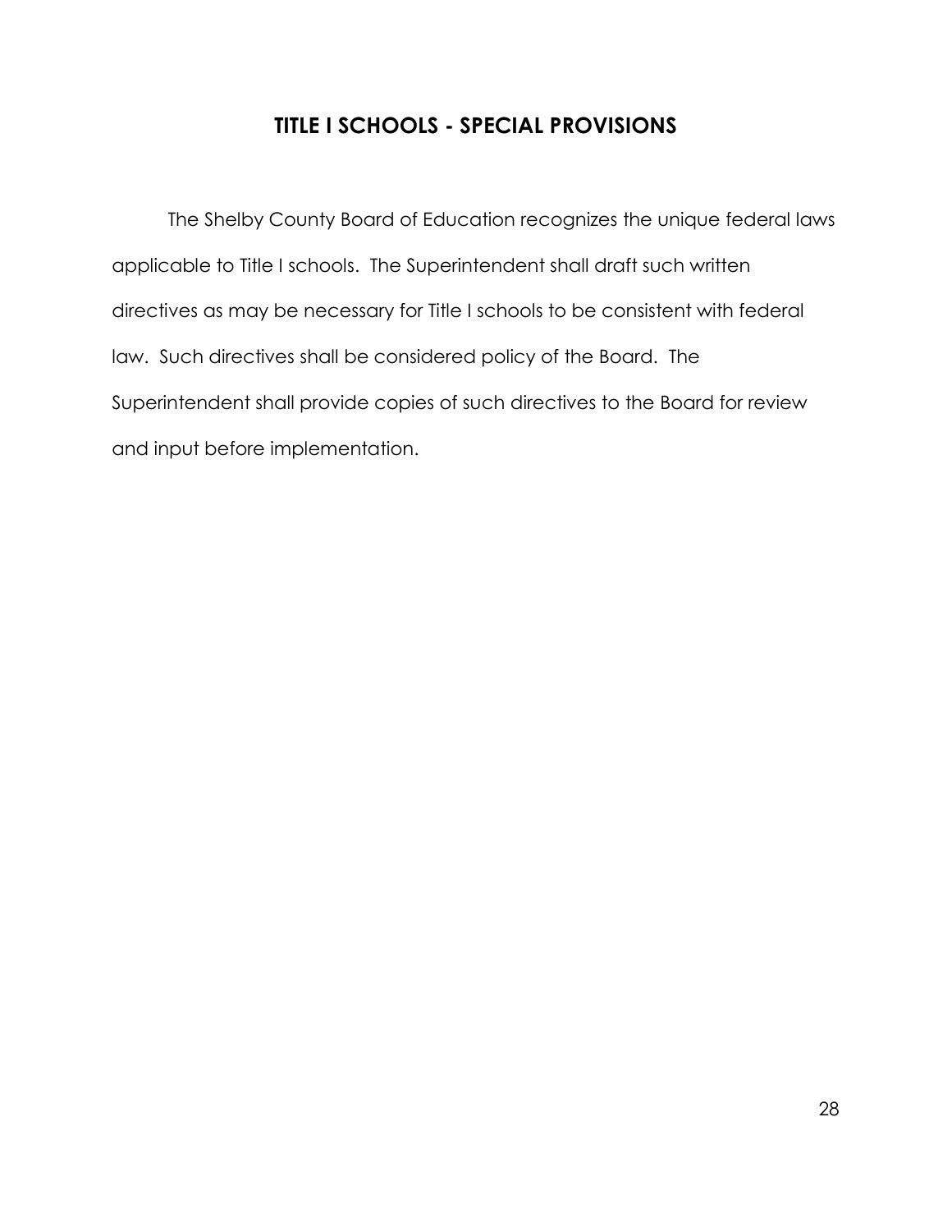# TITLE I SCHOOLS - SPECIAL PROVISIONS

The Shelby County Board of Education recognizes the unique federal laws applicable to Title I schools. The Superintendent shall draft such written directives as may be necessary for Title I schools to be consistent with federal law. Such directives shall be considered policy of the Board. The Superintendent shall provide copies of such directives to the Board for review and input before implementation.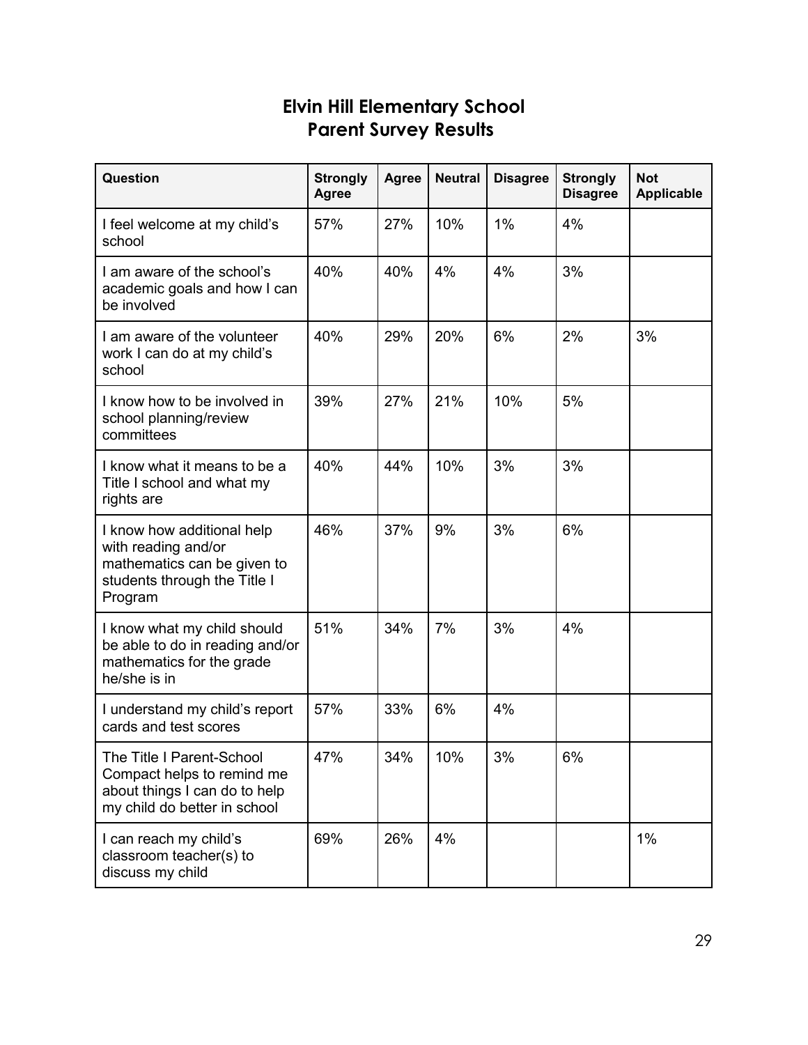# Elvin Hill Elementary School
# Parent Survey Results

| Question | Strongly Agree | Agree | Neutral | Disagree | Strongly Disagree | Not Applicable |
|---|---|---|---|---|---|---|
| I feel welcome at my child's school | 57% | 27% | 10% | 1% | 4% | |
| I am aware of the school's academic goals and how I can be involved | 40% | 40% | 4% | 4% | 3% | |
| I am aware of the volunteer work I can do at my child's school | 40% | 29% | 20% | 6% | 2% | 3% |
| I know how to be involved in school planning/review committees | 39% | 27% | 21% | 10% | 5% | |
| I know what it means to be a Title I school and what my rights are | 40% | 44% | 10% | 3% | 3% | |
| I know how additional help with reading and/or mathematics can be given to students through the Title I Program | 46% | 37% | 9% | 3% | 6% | |
| I know what my child should be able to do in reading and/or mathematics for the grade he/she is in | 51% | 34% | 7% | 3% | 4% | |
| I understand my child's report cards and test scores | 57% | 33% | 6% | 4% | | |
| The Title I Parent-School Compact helps to remind me about things I can do to help my child do better in school | 47% | 34% | 10% | 3% | 6% | |
| I can reach my child's classroom teacher(s) to discuss my child | 69% | 26% | 4% | | | 1% |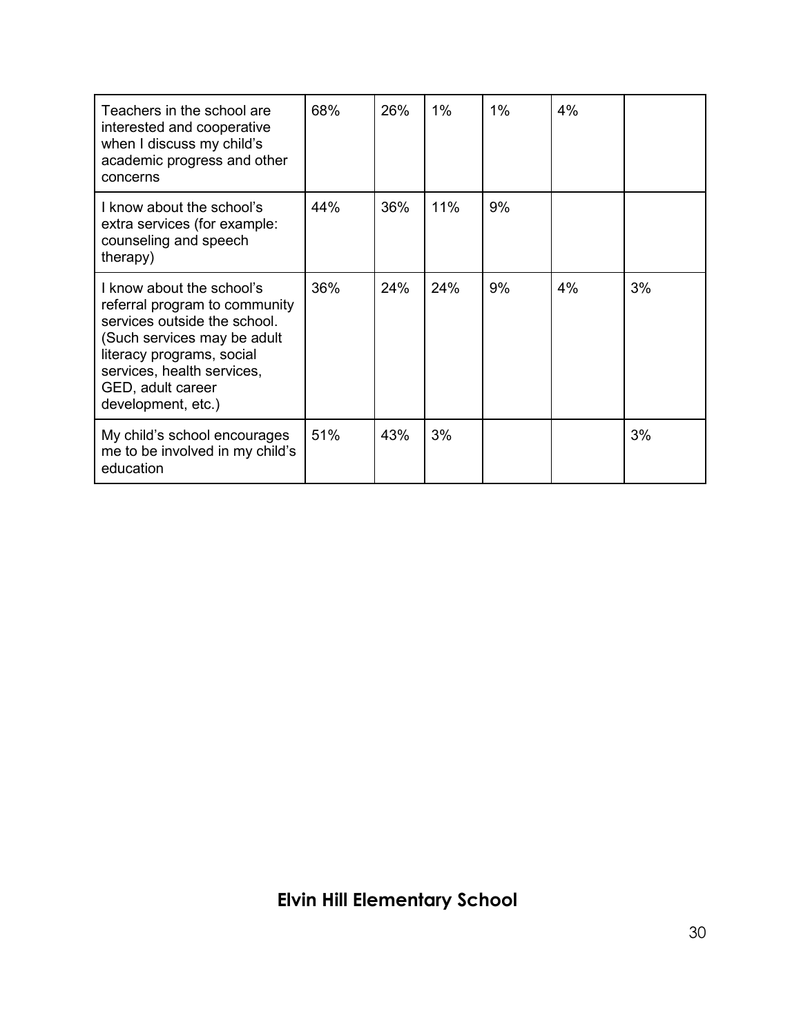| | | | | | | |
|---|---|---|---|---|---|---|
| Teachers in the school are interested and cooperative when I discuss my child's academic progress and other concerns | 68% | 26% | 1% | 1% | 4% | |
| I know about the school's extra services (for example: counseling and speech therapy) | 44% | 36% | 11% | 9% | | |
| I know about the school's referral program to community services outside the school. (Such services may be adult literacy programs, social services, health services, GED, adult career development, etc.) | 36% | 24% | 24% | 9% | 4% | 3% |
| My child's school encourages me to be involved in my child's education | 51% | 43% | 3% | | | 3% |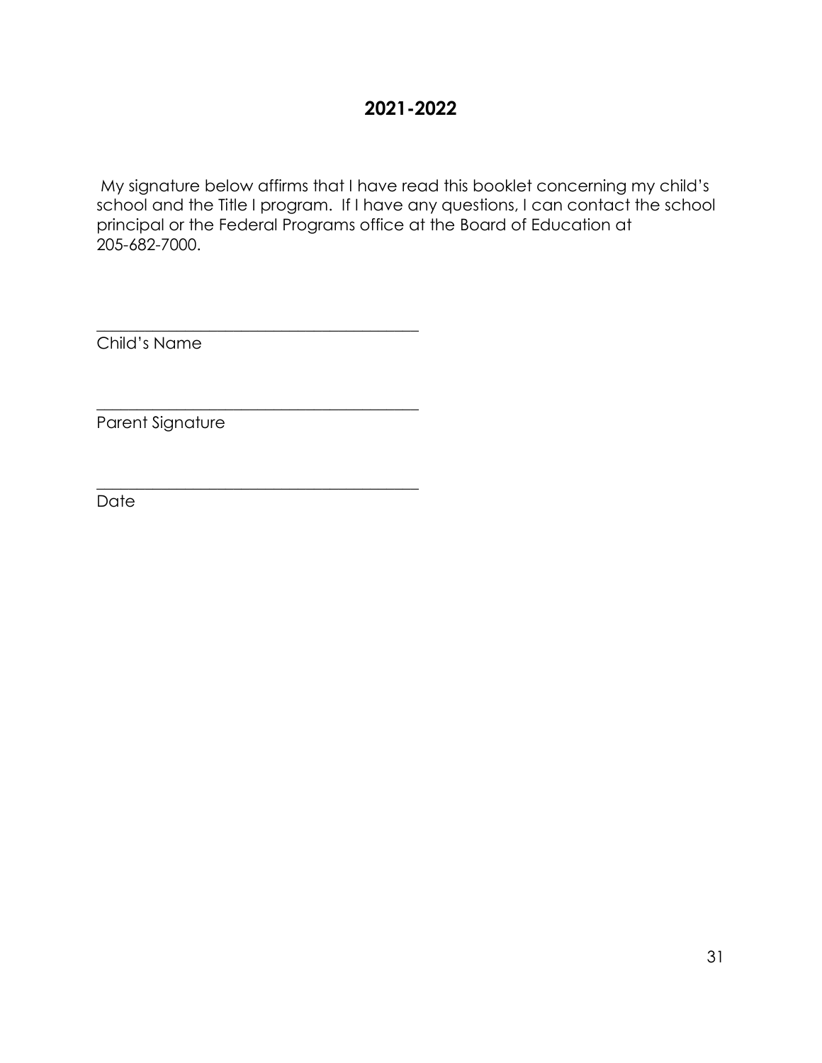## 2021-2022

My signature below affirms that I have read this booklet concerning my child's school and the Title I program. If I have any questions, I can contact the school principal or the Federal Programs office at the Board of Education at 205-682-7000.

\_\_\_\_\_\_\_\_\_\_\_\_\_\_\_\_\_\_\_\_\_\_\_\_\_\_\_\_\_\_\_\_\_\_\_\_\_\_\_\_

Child's Name

\_\_\_\_\_\_\_\_\_\_\_\_\_\_\_\_\_\_\_\_\_\_\_\_\_\_\_\_\_\_\_\_\_\_\_\_\_\_\_\_

Parent Signature

\_\_\_\_\_\_\_\_\_\_\_\_\_\_\_\_\_\_\_\_\_\_\_\_\_\_\_\_\_\_\_\_\_\_\_\_\_\_\_\_

Date